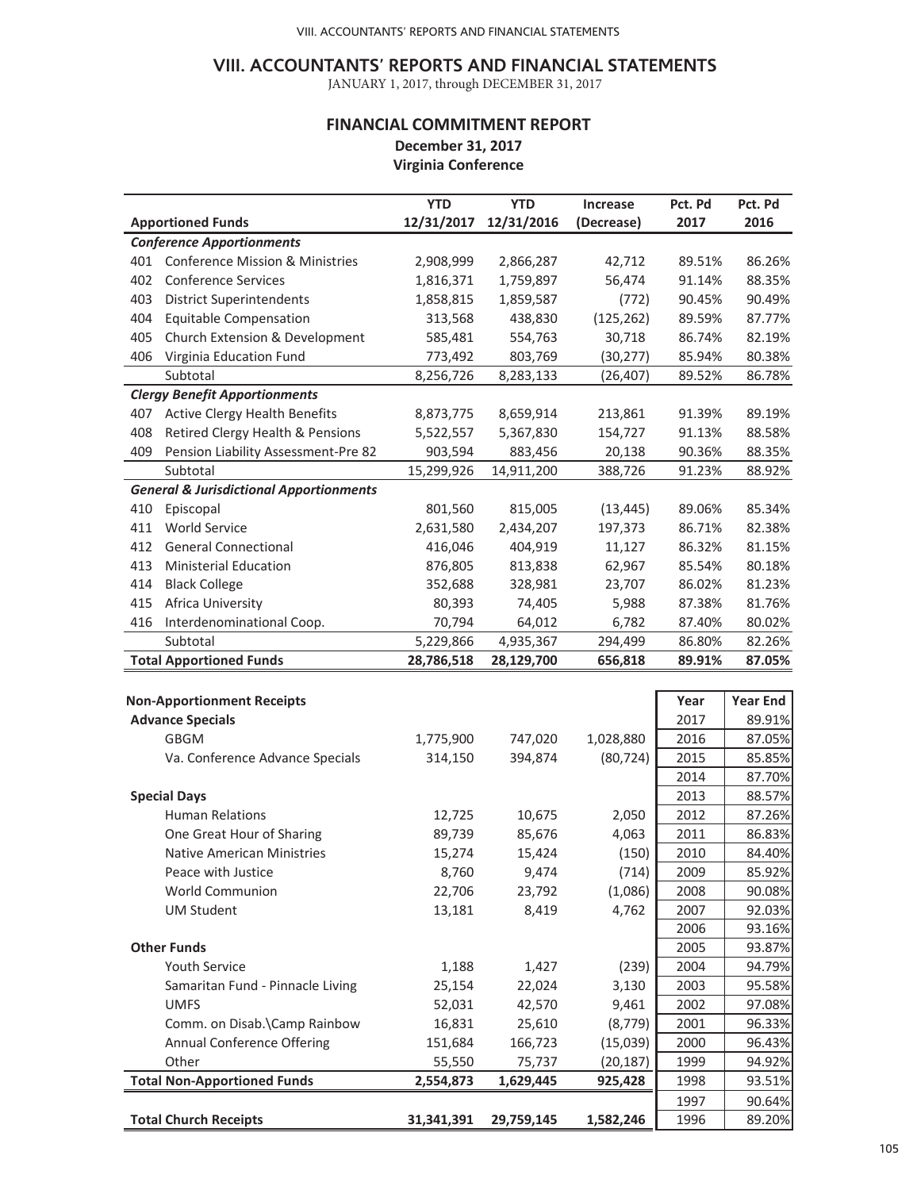# VIII. ACCOUNTANTS' REPORTS AND FINANCIAL STATEMENTS

JANUARY 1, 2017, through DECEMBER 31, 2017

## FINANCIAL COMMITMENT REPORT

**December 31, 2017**

**Virginia Conference**

| | Apportioned Funds | YTD 12/31/2017 | YTD 12/31/2016 | Increase (Decrease) | Pct. Pd 2017 | Pct. Pd 2016 |
|---|---|---|---|---|---|---|
| | ***Conference Apportionments*** | | | | | |
| 401 | Conference Mission & Ministries | 2,908,999 | 2,866,287 | 42,712 | 89.51% | 86.26% |
| 402 | Conference Services | 1,816,371 | 1,759,897 | 56,474 | 91.14% | 88.35% |
| 403 | District Superintendents | 1,858,815 | 1,859,587 | (772) | 90.45% | 90.49% |
| 404 | Equitable Compensation | 313,568 | 438,830 | (125,262) | 89.59% | 87.77% |
| 405 | Church Extension & Development | 585,481 | 554,763 | 30,718 | 86.74% | 82.19% |
| 406 | Virginia Education Fund | 773,492 | 803,769 | (30,277) | 85.94% | 80.38% |
| | Subtotal | 8,256,726 | 8,283,133 | (26,407) | 89.52% | 86.78% |
| | ***Clergy Benefit Apportionments*** | | | | | |
| 407 | Active Clergy Health Benefits | 8,873,775 | 8,659,914 | 213,861 | 91.39% | 89.19% |
| 408 | Retired Clergy Health & Pensions | 5,522,557 | 5,367,830 | 154,727 | 91.13% | 88.58% |
| 409 | Pension Liability Assessment-Pre 82 | 903,594 | 883,456 | 20,138 | 90.36% | 88.35% |
| | Subtotal | 15,299,926 | 14,911,200 | 388,726 | 91.23% | 88.92% |
| | ***General & Jurisdictional Apportionments*** | | | | | |
| 410 | Episcopal | 801,560 | 815,005 | (13,445) | 89.06% | 85.34% |
| 411 | World Service | 2,631,580 | 2,434,207 | 197,373 | 86.71% | 82.38% |
| 412 | General Connectional | 416,046 | 404,919 | 11,127 | 86.32% | 81.15% |
| 413 | Ministerial Education | 876,805 | 813,838 | 62,967 | 85.54% | 80.18% |
| 414 | Black College | 352,688 | 328,981 | 23,707 | 86.02% | 81.23% |
| 415 | Africa University | 80,393 | 74,405 | 5,988 | 87.38% | 81.76% |
| 416 | Interdenominational Coop. | 70,794 | 64,012 | 6,782 | 87.40% | 80.02% |
| | Subtotal | 5,229,866 | 4,935,367 | 294,499 | 86.80% | 82.26% |
| | **Total Apportioned Funds** | **28,786,518** | **28,129,700** | **656,818** | **89.91%** | **87.05%** |

| Non-Apportionment Receipts | | | | Year | Year End |
|---|---|---|---|---|---|
| **Advance Specials** | | | | 2017 | 89.91% |
| GBGM | 1,775,900 | 747,020 | 1,028,880 | 2016 | 87.05% |
| Va. Conference Advance Specials | 314,150 | 394,874 | (80,724) | 2015 | 85.85% |
| | | | | 2014 | 87.70% |
| **Special Days** | | | | 2013 | 88.57% |
| Human Relations | 12,725 | 10,675 | 2,050 | 2012 | 87.26% |
| One Great Hour of Sharing | 89,739 | 85,676 | 4,063 | 2011 | 86.83% |
| Native American Ministries | 15,274 | 15,424 | (150) | 2010 | 84.40% |
| Peace with Justice | 8,760 | 9,474 | (714) | 2009 | 85.92% |
| World Communion | 22,706 | 23,792 | (1,086) | 2008 | 90.08% |
| UM Student | 13,181 | 8,419 | 4,762 | 2007 | 92.03% |
| | | | | 2006 | 93.16% |
| **Other Funds** | | | | 2005 | 93.87% |
| Youth Service | 1,188 | 1,427 | (239) | 2004 | 94.79% |
| Samaritan Fund - Pinnacle Living | 25,154 | 22,024 | 3,130 | 2003 | 95.58% |
| UMFS | 52,031 | 42,570 | 9,461 | 2002 | 97.08% |
| Comm. on Disab.\Camp Rainbow | 16,831 | 25,610 | (8,779) | 2001 | 96.33% |
| Annual Conference Offering | 151,684 | 166,723 | (15,039) | 2000 | 96.43% |
| Other | 55,550 | 75,737 | (20,187) | 1999 | 94.92% |
| **Total Non-Apportioned Funds** | **2,554,873** | **1,629,445** | **925,428** | 1998 | 93.51% |
| | | | | 1997 | 90.64% |
| **Total Church Receipts** | **31,341,391** | **29,759,145** | **1,582,246** | 1996 | 89.20% |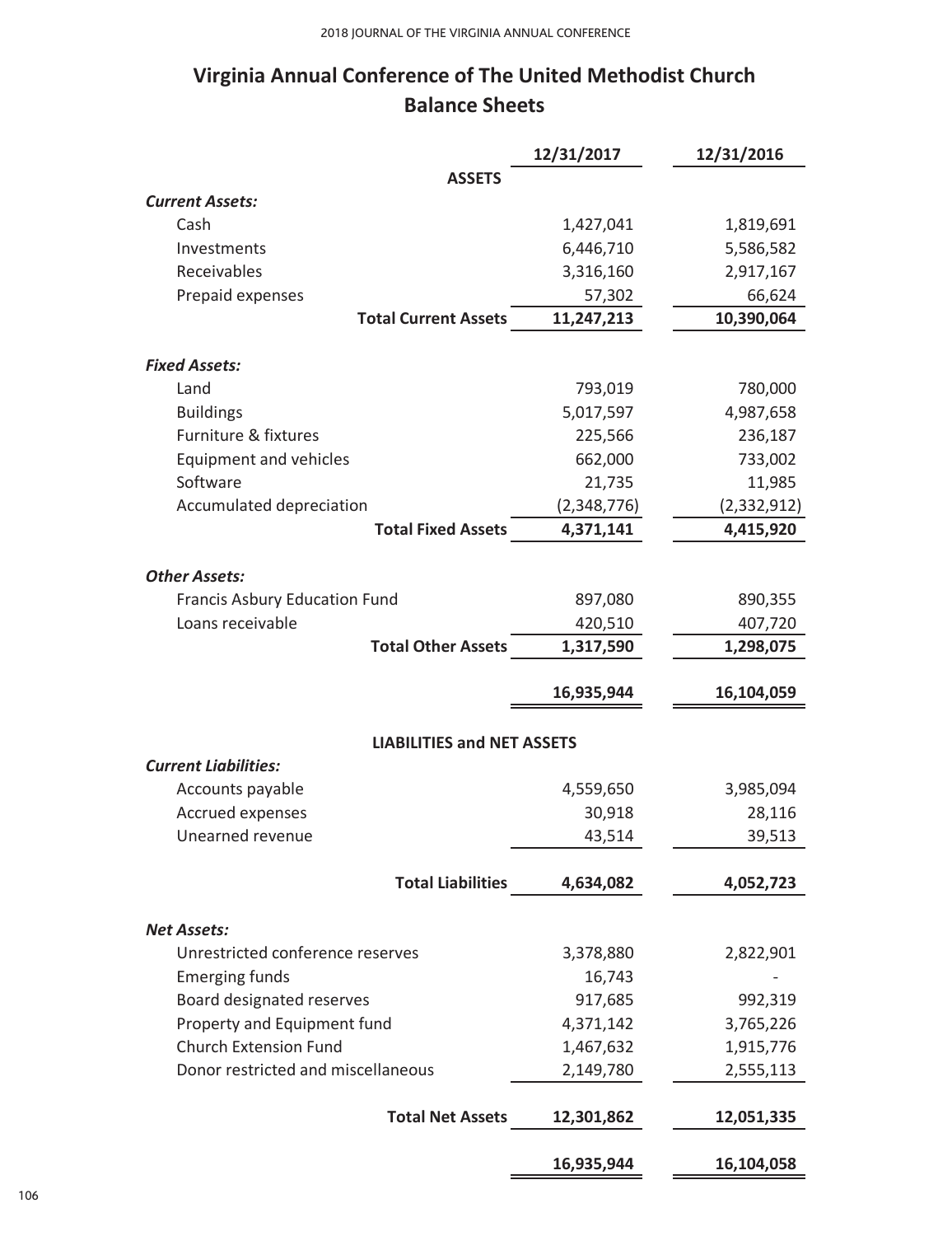# Virginia Annual Conference of The United Methodist Church
## Balance Sheets

| | 12/31/2017 | 12/31/2016 |
|---|---|---|
| **ASSETS** | | |
| ***Current Assets:*** | | |
| Cash | 1,427,041 | 1,819,691 |
| Investments | 6,446,710 | 5,586,582 |
| Receivables | 3,316,160 | 2,917,167 |
| Prepaid expenses | 57,302 | 66,624 |
| **Total Current Assets** | **11,247,213** | **10,390,064** |
| ***Fixed Assets:*** | | |
| Land | 793,019 | 780,000 |
| Buildings | 5,017,597 | 4,987,658 |
| Furniture & fixtures | 225,566 | 236,187 |
| Equipment and vehicles | 662,000 | 733,002 |
| Software | 21,735 | 11,985 |
| Accumulated depreciation | (2,348,776) | (2,332,912) |
| **Total Fixed Assets** | **4,371,141** | **4,415,920** |
| ***Other Assets:*** | | |
| Francis Asbury Education Fund | 897,080 | 890,355 |
| Loans receivable | 420,510 | 407,720 |
| **Total Other Assets** | **1,317,590** | **1,298,075** |
| | **16,935,944** | **16,104,059** |
| **LIABILITIES and NET ASSETS** | | |
| ***Current Liabilities:*** | | |
| Accounts payable | 4,559,650 | 3,985,094 |
| Accrued expenses | 30,918 | 28,116 |
| Unearned revenue | 43,514 | 39,513 |
| **Total Liabilities** | **4,634,082** | **4,052,723** |
| ***Net Assets:*** | | |
| Unrestricted conference reserves | 3,378,880 | 2,822,901 |
| Emerging funds | 16,743 | - |
| Board designated reserves | 917,685 | 992,319 |
| Property and Equipment fund | 4,371,142 | 3,765,226 |
| Church Extension Fund | 1,467,632 | 1,915,776 |
| Donor restricted and miscellaneous | 2,149,780 | 2,555,113 |
| **Total Net Assets** | **12,301,862** | **12,051,335** |
| | **16,935,944** | **16,104,058** |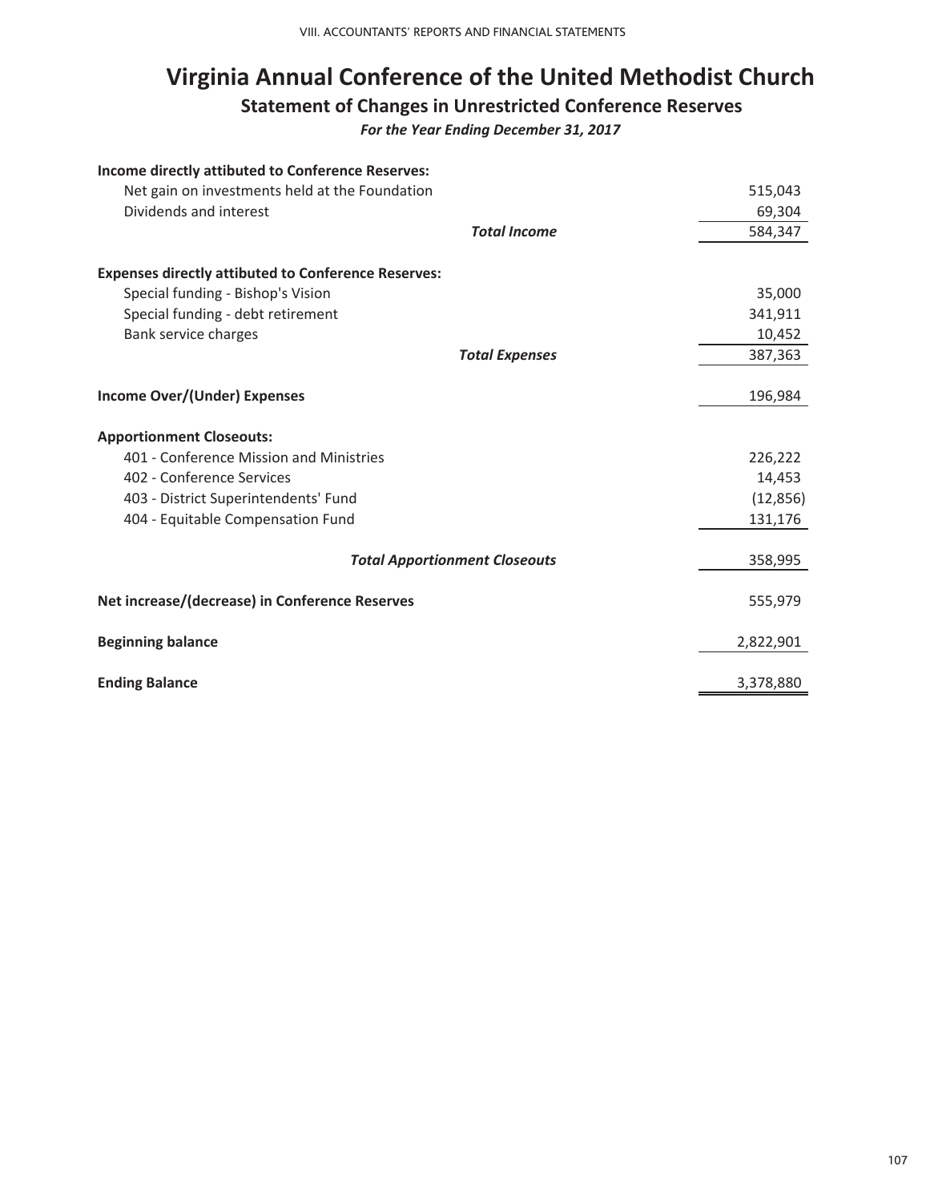# Virginia Annual Conference of the United Methodist Church

## Statement of Changes in Unrestricted Conference Reserves

*For the Year Ending December 31, 2017*

| | |
|---|---|
| **Income directly attibuted to Conference Reserves:** | |
| Net gain on investments held at the Foundation | 515,043 |
| Dividends and interest | 69,304 |
| ***Total Income*** | 584,347 |
| | |
| **Expenses directly attibuted to Conference Reserves:** | |
| Special funding - Bishop's Vision | 35,000 |
| Special funding - debt retirement | 341,911 |
| Bank service charges | 10,452 |
| ***Total Expenses*** | 387,363 |
| | |
| **Income Over/(Under) Expenses** | 196,984 |
| | |
| **Apportionment Closeouts:** | |
| 401 - Conference Mission and Ministries | 226,222 |
| 402 - Conference Services | 14,453 |
| 403 - District Superintendents' Fund | (12,856) |
| 404 - Equitable Compensation Fund | 131,176 |
| | |
| ***Total Apportionment Closeouts*** | 358,995 |
| | |
| **Net increase/(decrease) in Conference Reserves** | 555,979 |
| | |
| **Beginning balance** | 2,822,901 |
| | |
| **Ending Balance** | 3,378,880 |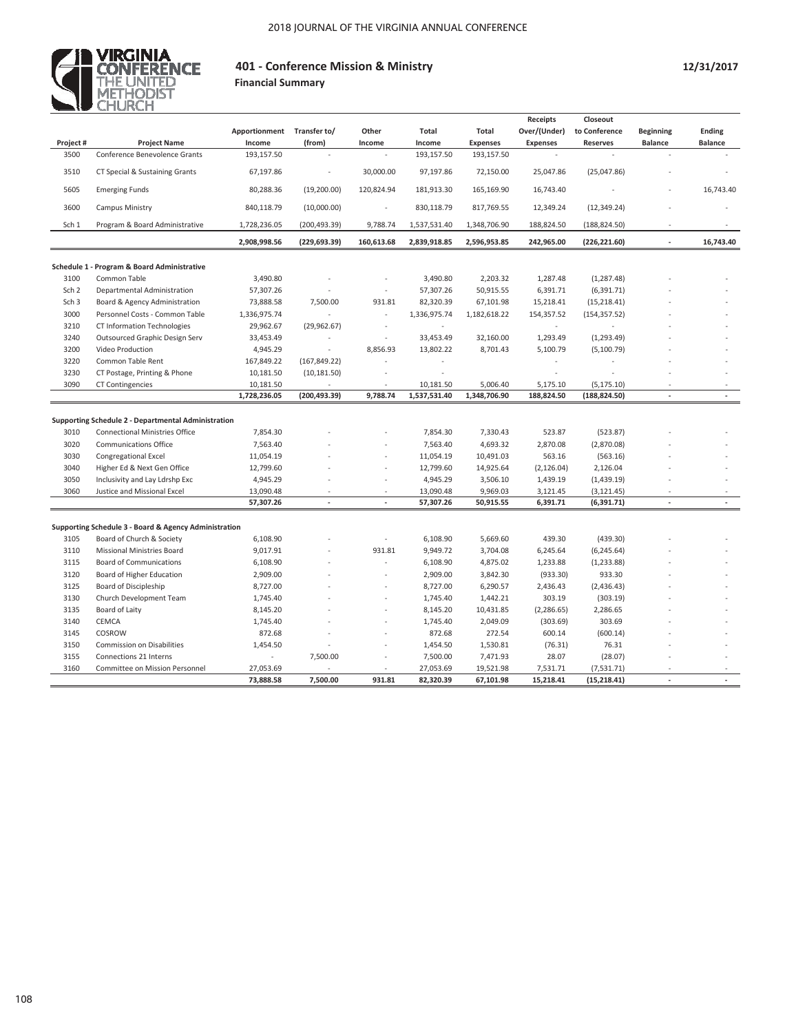# 401 - Conference Mission & Ministry

**Financial Summary**

**12/31/2017**

| Project # | Project Name | Apportionment Income | Transfer to/ (from) | Other Income | Total Income | Total Expenses | Receipts Over/(Under) Expenses | Closeout to Conference Reserves | Beginning Balance | Ending Balance |
|---|---|---|---|---|---|---|---|---|---|---|
| 3500 | Conference Benevolence Grants | 193,157.50 | - | - | 193,157.50 | 193,157.50 | - | - | - | - |
| 3510 | CT Special & Sustaining Grants | 67,197.86 | - | 30,000.00 | 97,197.86 | 72,150.00 | 25,047.86 | (25,047.86) | - | - |
| 5605 | Emerging Funds | 80,288.36 | (19,200.00) | 120,824.94 | 181,913.30 | 165,169.90 | 16,743.40 | - | - | 16,743.40 |
| 3600 | Campus Ministry | 840,118.79 | (10,000.00) | - | 830,118.79 | 817,769.55 | 12,349.24 | (12,349.24) | - | - |
| Sch 1 | Program & Board Administrative | 1,728,236.05 | (200,493.39) | 9,788.74 | 1,537,531.40 | 1,348,706.90 | 188,824.50 | (188,824.50) | - | - |
| | | **2,908,998.56** | **(229,693.39)** | **160,613.68** | **2,839,918.85** | **2,596,953.85** | **242,965.00** | **(226,221.60)** | **-** | **16,743.40** |

**Schedule 1 - Program & Board Administrative**

| Project # | Project Name | Apportionment Income | Transfer to/ (from) | Other Income | Total Income | Total Expenses | Receipts Over/(Under) Expenses | Closeout to Conference Reserves | Beginning Balance | Ending Balance |
|---|---|---|---|---|---|---|---|---|---|---|
| 3100 | Common Table | 3,490.80 | - | - | 3,490.80 | 2,203.32 | 1,287.48 | (1,287.48) | - | - |
| Sch 2 | Departmental Administration | 57,307.26 | - | - | 57,307.26 | 50,915.55 | 6,391.71 | (6,391.71) | - | - |
| Sch 3 | Board & Agency Administration | 73,888.58 | 7,500.00 | 931.81 | 82,320.39 | 67,101.98 | 15,218.41 | (15,218.41) | - | - |
| 3000 | Personnel Costs - Common Table | 1,336,975.74 | - | - | 1,336,975.74 | 1,182,618.22 | 154,357.52 | (154,357.52) | - | - |
| 3210 | CT Information Technologies | 29,962.67 | (29,962.67) | - | - | - | - | - | - | - |
| 3240 | Outsourced Graphic Design Serv | 33,453.49 | - | - | 33,453.49 | 32,160.00 | 1,293.49 | (1,293.49) | - | - |
| 3200 | Video Production | 4,945.29 | - | 8,856.93 | 13,802.22 | 8,701.43 | 5,100.79 | (5,100.79) | - | - |
| 3220 | Common Table Rent | 167,849.22 | (167,849.22) | - | - | - | - | - | - | - |
| 3230 | CT Postage, Printing & Phone | 10,181.50 | (10,181.50) | - | - | - | - | - | - | - |
| 3090 | CT Contingencies | 10,181.50 | - | - | 10,181.50 | 5,006.40 | 5,175.10 | (5,175.10) | - | - |
| | | **1,728,236.05** | **(200,493.39)** | **9,788.74** | **1,537,531.40** | **1,348,706.90** | **188,824.50** | **(188,824.50)** | **-** | **-** |

**Supporting Schedule 2 - Departmental Administration**

| Project # | Project Name | Apportionment Income | Transfer to/ (from) | Other Income | Total Income | Total Expenses | Receipts Over/(Under) Expenses | Closeout to Conference Reserves | Beginning Balance | Ending Balance |
|---|---|---|---|---|---|---|---|---|---|---|
| 3010 | Connectional Ministries Office | 7,854.30 | - | - | 7,854.30 | 7,330.43 | 523.87 | (523.87) | - | - |
| 3020 | Communications Office | 7,563.40 | - | - | 7,563.40 | 4,693.32 | 2,870.08 | (2,870.08) | - | - |
| 3030 | Congregational Excel | 11,054.19 | - | - | 11,054.19 | 10,491.03 | 563.16 | (563.16) | - | - |
| 3040 | Higher Ed & Next Gen Office | 12,799.60 | - | - | 12,799.60 | 14,925.64 | (2,126.04) | 2,126.04 | - | - |
| 3050 | Inclusivity and Lay Ldrshp Exc | 4,945.29 | - | - | 4,945.29 | 3,506.10 | 1,439.19 | (1,439.19) | - | - |
| 3060 | Justice and Missional Excel | 13,090.48 | - | - | 13,090.48 | 9,969.03 | 3,121.45 | (3,121.45) | - | - |
| | | **57,307.26** | **-** | **-** | **57,307.26** | **50,915.55** | **6,391.71** | **(6,391.71)** | **-** | **-** |

**Supporting Schedule 3 - Board & Agency Administration**

| Project # | Project Name | Apportionment Income | Transfer to/ (from) | Other Income | Total Income | Total Expenses | Receipts Over/(Under) Expenses | Closeout to Conference Reserves | Beginning Balance | Ending Balance |
|---|---|---|---|---|---|---|---|---|---|---|
| 3105 | Board of Church & Society | 6,108.90 | - | - | 6,108.90 | 5,669.60 | 439.30 | (439.30) | - | - |
| 3110 | Missional Ministries Board | 9,017.91 | - | 931.81 | 9,949.72 | 3,704.08 | 6,245.64 | (6,245.64) | - | - |
| 3115 | Board of Communications | 6,108.90 | - | - | 6,108.90 | 4,875.02 | 1,233.88 | (1,233.88) | - | - |
| 3120 | Board of Higher Education | 2,909.00 | - | - | 2,909.00 | 3,842.30 | (933.30) | 933.30 | - | - |
| 3125 | Board of Discipleship | 8,727.00 | - | - | 8,727.00 | 6,290.57 | 2,436.43 | (2,436.43) | - | - |
| 3130 | Church Development Team | 1,745.40 | - | - | 1,745.40 | 1,442.21 | 303.19 | (303.19) | - | - |
| 3135 | Board of Laity | 8,145.20 | - | - | 8,145.20 | 10,431.85 | (2,286.65) | 2,286.65 | - | - |
| 3140 | CEMCA | 1,745.40 | - | - | 1,745.40 | 2,049.09 | (303.69) | 303.69 | - | - |
| 3145 | COSROW | 872.68 | - | - | 872.68 | 272.54 | 600.14 | (600.14) | - | - |
| 3150 | Commission on Disabilities | 1,454.50 | - | - | 1,454.50 | 1,530.81 | (76.31) | 76.31 | - | - |
| 3155 | Connections 21 Interns | - | 7,500.00 | - | 7,500.00 | 7,471.93 | 28.07 | (28.07) | - | - |
| 3160 | Committee on Mission Personnel | 27,053.69 | - | - | 27,053.69 | 19,521.98 | 7,531.71 | (7,531.71) | - | - |
| | | **73,888.58** | **7,500.00** | **931.81** | **82,320.39** | **67,101.98** | **15,218.41** | **(15,218.41)** | **-** | **-** |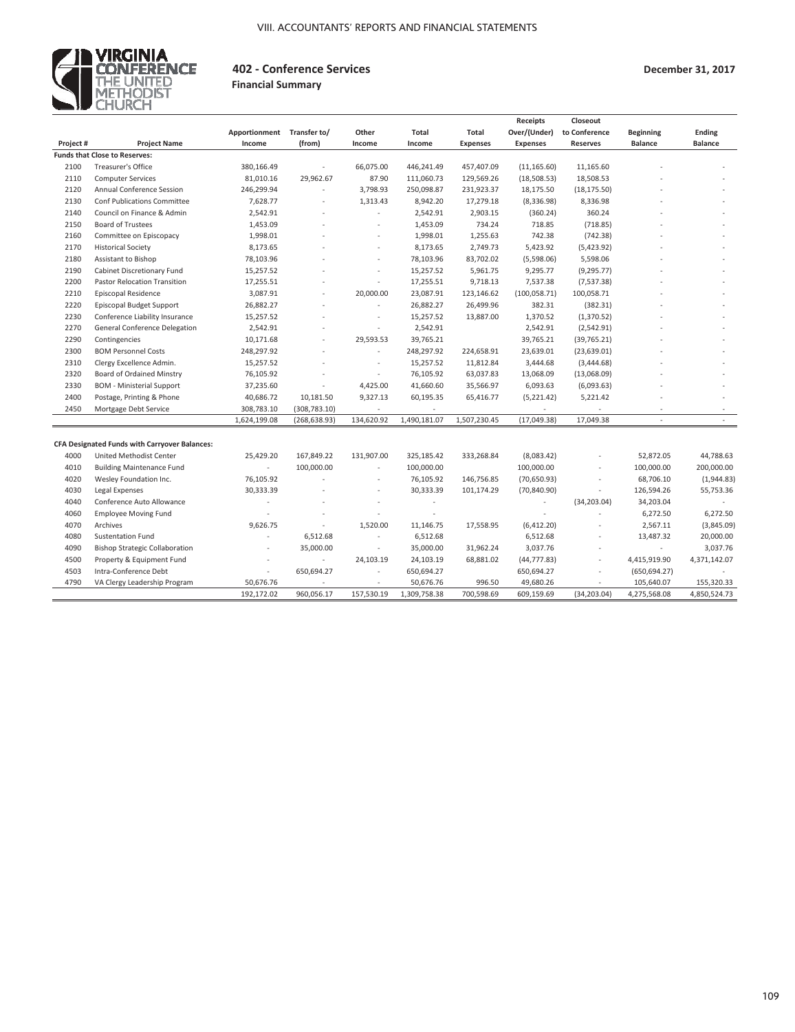# 402 - Conference Services

**Financial Summary**

**December 31, 2017**

| Project # | Project Name | Apportionment Income | Transfer to/ (from) | Other Income | Total Income | Total Expenses | Receipts Over/(Under) Expenses | Closeout to Conference Reserves | Beginning Balance | Ending Balance |
|---|---|---|---|---|---|---|---|---|---|---|
| **Funds that Close to Reserves:** | | | | | | | | | | |
| 2100 | Treasurer's Office | 380,166.49 | - | 66,075.00 | 446,241.49 | 457,407.09 | (11,165.60) | 11,165.60 | - | - |
| 2110 | Computer Services | 81,010.16 | 29,962.67 | 87.90 | 111,060.73 | 129,569.26 | (18,508.53) | 18,508.53 | - | - |
| 2120 | Annual Conference Session | 246,299.94 | - | 3,798.93 | 250,098.87 | 231,923.37 | 18,175.50 | (18,175.50) | - | - |
| 2130 | Conf Publications Committee | 7,628.77 | - | 1,313.43 | 8,942.20 | 17,279.18 | (8,336.98) | 8,336.98 | - | - |
| 2140 | Council on Finance & Admin | 2,542.91 | - | - | 2,542.91 | 2,903.15 | (360.24) | 360.24 | - | - |
| 2150 | Board of Trustees | 1,453.09 | - | - | 1,453.09 | 734.24 | 718.85 | (718.85) | - | - |
| 2160 | Committee on Episcopacy | 1,998.01 | - | - | 1,998.01 | 1,255.63 | 742.38 | (742.38) | - | - |
| 2170 | Historical Society | 8,173.65 | - | - | 8,173.65 | 2,749.73 | 5,423.92 | (5,423.92) | - | - |
| 2180 | Assistant to Bishop | 78,103.96 | - | - | 78,103.96 | 83,702.02 | (5,598.06) | 5,598.06 | - | - |
| 2190 | Cabinet Discretionary Fund | 15,257.52 | - | - | 15,257.52 | 5,961.75 | 9,295.77 | (9,295.77) | - | - |
| 2200 | Pastor Relocation Transition | 17,255.51 | - | - | 17,255.51 | 9,718.13 | 7,537.38 | (7,537.38) | - | - |
| 2210 | Episcopal Residence | 3,087.91 | - | 20,000.00 | 23,087.91 | 123,146.62 | (100,058.71) | 100,058.71 | - | - |
| 2220 | Episcopal Budget Support | 26,882.27 | - | - | 26,882.27 | 26,499.96 | 382.31 | (382.31) | - | - |
| 2230 | Conference Liability Insurance | 15,257.52 | - | - | 15,257.52 | 13,887.00 | 1,370.52 | (1,370.52) | - | - |
| 2270 | General Conference Delegation | 2,542.91 | - | - | 2,542.91 | | 2,542.91 | (2,542.91) | - | - |
| 2290 | Contingencies | 10,171.68 | - | 29,593.53 | 39,765.21 | | 39,765.21 | (39,765.21) | - | - |
| 2300 | BOM Personnel Costs | 248,297.92 | - | - | 248,297.92 | 224,658.91 | 23,639.01 | (23,639.01) | - | - |
| 2310 | Clergy Excellence Admin. | 15,257.52 | - | - | 15,257.52 | 11,812.84 | 3,444.68 | (3,444.68) | - | - |
| 2320 | Board of Ordained Minstry | 76,105.92 | - | - | 76,105.92 | 63,037.83 | 13,068.09 | (13,068.09) | - | - |
| 2330 | BOM - Ministerial Support | 37,235.60 | - | 4,425.00 | 41,660.60 | 35,566.97 | 6,093.63 | (6,093.63) | - | - |
| 2400 | Postage, Printing & Phone | 40,686.72 | 10,181.50 | 9,327.13 | 60,195.35 | 65,416.77 | (5,221.42) | 5,221.42 | - | - |
| 2450 | Mortgage Debt Service | 308,783.10 | (308,783.10) | - | - | - | - | - | - | - |
| | | 1,624,199.08 | (268,638.93) | 134,620.92 | 1,490,181.07 | 1,507,230.45 | (17,049.38) | 17,049.38 | - | - |
| **CFA Designated Funds with Carryover Balances:** | | | | | | | | | | |
| 4000 | United Methodist Center | 25,429.20 | 167,849.22 | 131,907.00 | 325,185.42 | 333,268.84 | (8,083.42) | - | 52,872.05 | 44,788.63 |
| 4010 | Building Maintenance Fund | - | 100,000.00 | - | 100,000.00 | | 100,000.00 | - | 100,000.00 | 200,000.00 |
| 4020 | Wesley Foundation Inc. | 76,105.92 | - | - | 76,105.92 | 146,756.85 | (70,650.93) | - | 68,706.10 | (1,944.83) |
| 4030 | Legal Expenses | 30,333.39 | - | - | 30,333.39 | 101,174.29 | (70,840.90) | - | 126,594.26 | 55,753.36 |
| 4040 | Conference Auto Allowance | - | - | - | - | | - | (34,203.04) | 34,203.04 | - |
| 4060 | Employee Moving Fund | - | - | - | - | | - | - | 6,272.50 | 6,272.50 |
| 4070 | Archives | 9,626.75 | - | 1,520.00 | 11,146.75 | 17,558.95 | (6,412.20) | - | 2,567.11 | (3,845.09) |
| 4080 | Sustentation Fund | - | 6,512.68 | - | 6,512.68 | | 6,512.68 | - | 13,487.32 | 20,000.00 |
| 4090 | Bishop Strategic Collaboration | - | 35,000.00 | - | 35,000.00 | 31,962.24 | 3,037.76 | - | - | 3,037.76 |
| 4500 | Property & Equipment Fund | - | - | 24,103.19 | 24,103.19 | 68,881.02 | (44,777.83) | - | 4,415,919.90 | 4,371,142.07 |
| 4503 | Intra-Conference Debt | - | 650,694.27 | - | 650,694.27 | | 650,694.27 | - | (650,694.27) | - |
| 4790 | VA Clergy Leadership Program | 50,676.76 | - | - | 50,676.76 | 996.50 | 49,680.26 | - | 105,640.07 | 155,320.33 |
| | | 192,172.02 | 960,056.17 | 157,530.19 | 1,309,758.38 | 700,598.69 | 609,159.69 | (34,203.04) | 4,275,568.08 | 4,850,524.73 |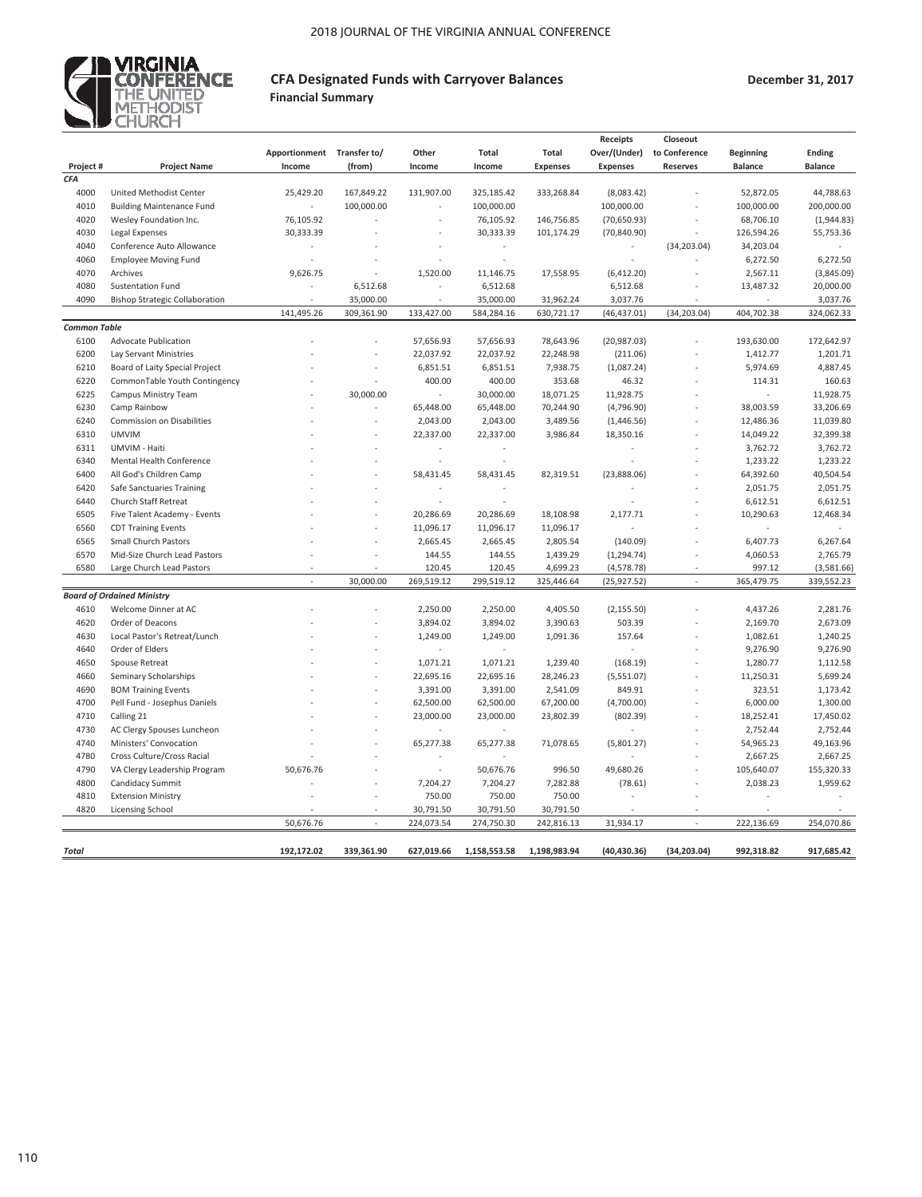# CFA Designated Funds with Carryover Balances

**Financial Summary**

**December 31, 2017**

| Project # | Project Name | Apportionment Income | Transfer to/ (from) | Other Income | Total Income | Total Expenses | Receipts Over/(Under) Expenses | Closeout to Conference Reserves | Beginning Balance | Ending Balance |
|---|---|---|---|---|---|---|---|---|---|---|
| *CFA* | | | | | | | | | | |
| 4000 | United Methodist Center | 25,429.20 | 167,849.22 | 131,907.00 | 325,185.42 | 333,268.84 | (8,083.42) | - | 52,872.05 | 44,788.63 |
| 4010 | Building Maintenance Fund | - | 100,000.00 | - | 100,000.00 | | 100,000.00 | - | 100,000.00 | 200,000.00 |
| 4020 | Wesley Foundation Inc. | 76,105.92 | - | - | 76,105.92 | 146,756.85 | (70,650.93) | - | 68,706.10 | (1,944.83) |
| 4030 | Legal Expenses | 30,333.39 | - | - | 30,333.39 | 101,174.29 | (70,840.90) | - | 126,594.26 | 55,753.36 |
| 4040 | Conference Auto Allowance | - | - | - | - | | - | (34,203.04) | 34,203.04 | - |
| 4060 | Employee Moving Fund | - | - | - | - | | - | - | 6,272.50 | 6,272.50 |
| 4070 | Archives | 9,626.75 | - | 1,520.00 | 11,146.75 | 17,558.95 | (6,412.20) | - | 2,567.11 | (3,845.09) |
| 4080 | Sustentation Fund | - | 6,512.68 | - | 6,512.68 | | 6,512.68 | - | 13,487.32 | 20,000.00 |
| 4090 | Bishop Strategic Collaboration | - | 35,000.00 | - | 35,000.00 | 31,962.24 | 3,037.76 | - | - | 3,037.76 |
| | | 141,495.26 | 309,361.90 | 133,427.00 | 584,284.16 | 630,721.17 | (46,437.01) | (34,203.04) | 404,702.38 | 324,062.33 |
| *Common Table* | | | | | | | | | | |
| 6100 | Advocate Publication | - | - | 57,656.93 | 57,656.93 | 78,643.96 | (20,987.03) | - | 193,630.00 | 172,642.97 |
| 6200 | Lay Servant Ministries | - | - | 22,037.92 | 22,037.92 | 22,248.98 | (211.06) | - | 1,412.77 | 1,201.71 |
| 6210 | Board of Laity Special Project | - | - | 6,851.51 | 6,851.51 | 7,938.75 | (1,087.24) | - | 5,974.69 | 4,887.45 |
| 6220 | CommonTable Youth Contingency | - | - | 400.00 | 400.00 | 353.68 | 46.32 | - | 114.31 | 160.63 |
| 6225 | Campus Ministry Team | - | 30,000.00 | - | 30,000.00 | 18,071.25 | 11,928.75 | - | - | 11,928.75 |
| 6230 | Camp Rainbow | - | - | 65,448.00 | 65,448.00 | 70,244.90 | (4,796.90) | - | 38,003.59 | 33,206.69 |
| 6240 | Commission on Disabilities | - | - | 2,043.00 | 2,043.00 | 3,489.56 | (1,446.56) | - | 12,486.36 | 11,039.80 |
| 6310 | UMVIM | - | - | 22,337.00 | 22,337.00 | 3,986.84 | 18,350.16 | - | 14,049.22 | 32,399.38 |
| 6311 | UMVIM - Haiti | - | - | - | - | | - | - | 3,762.72 | 3,762.72 |
| 6340 | Mental Health Conference | - | - | - | - | | - | - | 1,233.22 | 1,233.22 |
| 6400 | All God's Children Camp | - | - | 58,431.45 | 58,431.45 | 82,319.51 | (23,888.06) | - | 64,392.60 | 40,504.54 |
| 6420 | Safe Sanctuaries Training | - | - | - | - | | - | - | 2,051.75 | 2,051.75 |
| 6440 | Church Staff Retreat | - | - | - | - | | - | - | 6,612.51 | 6,612.51 |
| 6505 | Five Talent Academy - Events | - | - | 20,286.69 | 20,286.69 | 18,108.98 | 2,177.71 | - | 10,290.63 | 12,468.34 |
| 6560 | CDT Training Events | - | - | 11,096.17 | 11,096.17 | 11,096.17 | - | - | - | - |
| 6565 | Small Church Pastors | - | - | 2,665.45 | 2,665.45 | 2,805.54 | (140.09) | - | 6,407.73 | 6,267.64 |
| 6570 | Mid-Size Church Lead Pastors | - | - | 144.55 | 144.55 | 1,439.29 | (1,294.74) | - | 4,060.53 | 2,765.79 |
| 6580 | Large Church Lead Pastors | - | - | 120.45 | 120.45 | 4,699.23 | (4,578.78) | - | 997.12 | (3,581.66) |
| | | - | 30,000.00 | 269,519.12 | 299,519.12 | 325,446.64 | (25,927.52) | - | 365,479.75 | 339,552.23 |
| *Board of Ordained Ministry* | | | | | | | | | | |
| 4610 | Welcome Dinner at AC | - | - | 2,250.00 | 2,250.00 | 4,405.50 | (2,155.50) | - | 4,437.26 | 2,281.76 |
| 4620 | Order of Deacons | - | - | 3,894.02 | 3,894.02 | 3,390.63 | 503.39 | - | 2,169.70 | 2,673.09 |
| 4630 | Local Pastor's Retreat/Lunch | - | - | 1,249.00 | 1,249.00 | 1,091.36 | 157.64 | - | 1,082.61 | 1,240.25 |
| 4640 | Order of Elders | - | - | - | - | | - | - | 9,276.90 | 9,276.90 |
| 4650 | Spouse Retreat | - | - | 1,071.21 | 1,071.21 | 1,239.40 | (168.19) | - | 1,280.77 | 1,112.58 |
| 4660 | Seminary Scholarships | - | - | 22,695.16 | 22,695.16 | 28,246.23 | (5,551.07) | - | 11,250.31 | 5,699.24 |
| 4690 | BOM Training Events | - | - | 3,391.00 | 3,391.00 | 2,541.09 | 849.91 | - | 323.51 | 1,173.42 |
| 4700 | Pell Fund - Josephus Daniels | - | - | 62,500.00 | 62,500.00 | 67,200.00 | (4,700.00) | - | 6,000.00 | 1,300.00 |
| 4710 | Calling 21 | - | - | 23,000.00 | 23,000.00 | 23,802.39 | (802.39) | - | 18,252.41 | 17,450.02 |
| 4730 | AC Clergy Spouses Luncheon | - | - | - | - | | - | - | 2,752.44 | 2,752.44 |
| 4740 | Ministers' Convocation | - | - | 65,277.38 | 65,277.38 | 71,078.65 | (5,801.27) | - | 54,965.23 | 49,163.96 |
| 4780 | Cross Culture/Cross Racial | - | - | - | - | | - | - | 2,667.25 | 2,667.25 |
| 4790 | VA Clergy Leadership Program | 50,676.76 | - | - | 50,676.76 | 996.50 | 49,680.26 | - | 105,640.07 | 155,320.33 |
| 4800 | Candidacy Summit | - | - | 7,204.27 | 7,204.27 | 7,282.88 | (78.61) | - | 2,038.23 | 1,959.62 |
| 4810 | Extension Ministry | - | - | 750.00 | 750.00 | 750.00 | - | - | - | - |
| 4820 | Licensing School | - | - | 30,791.50 | 30,791.50 | 30,791.50 | - | - | - | - |
| | | 50,676.76 | - | 224,073.54 | 274,750.30 | 242,816.13 | 31,934.17 | - | 222,136.69 | 254,070.86 |
| **Total** | | 192,172.02 | 339,361.90 | 627,019.66 | 1,158,553.58 | 1,198,983.94 | (40,430.36) | (34,203.04) | 992,318.82 | 917,685.42 |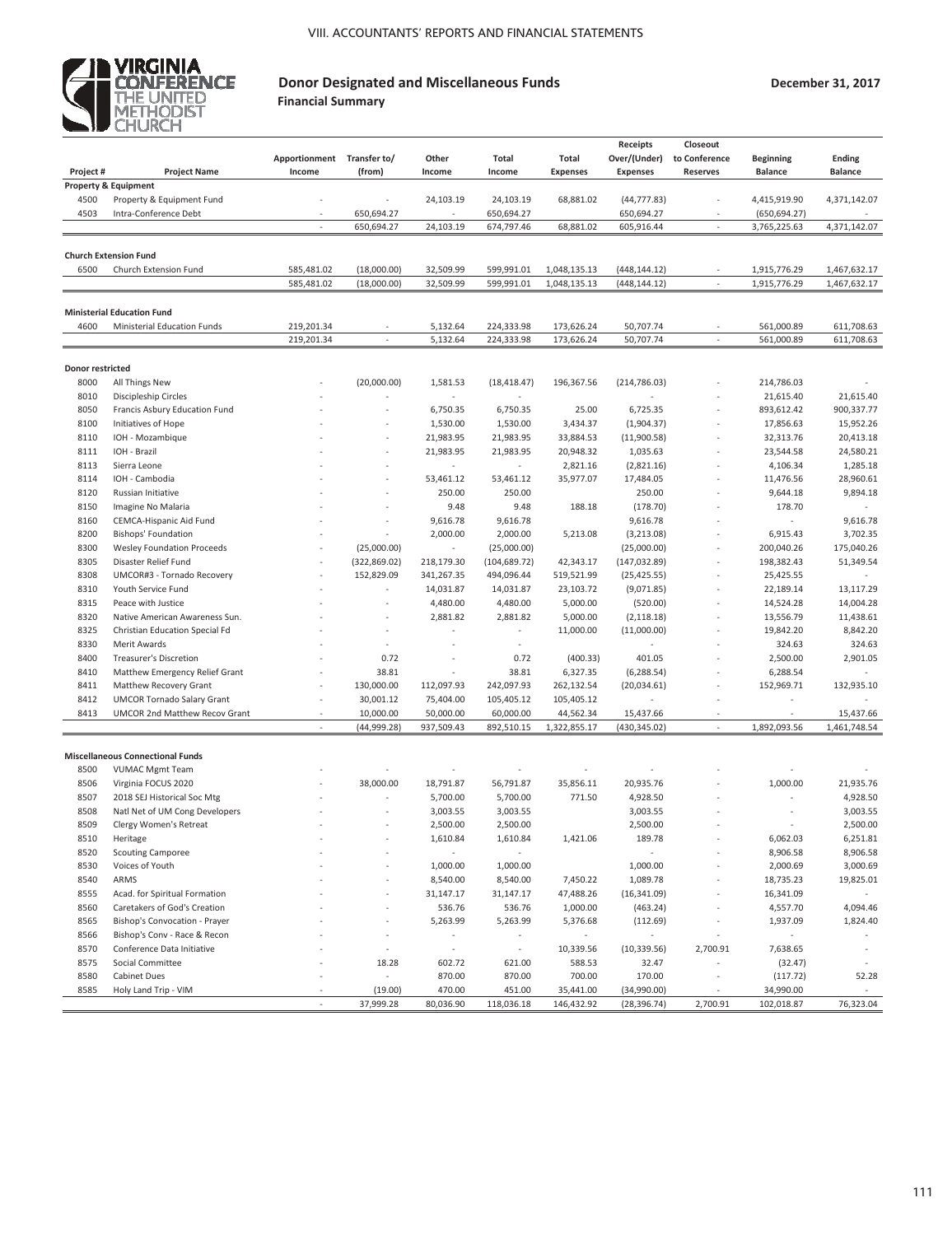# Donor Designated and Miscellaneous Funds

**Financial Summary**

**December 31, 2017**

| Project # | Project Name | Apportionment Income | Transfer to/ (from) | Other Income | Total Income | Total Expenses | Receipts Over/(Under) Expenses | Closeout to Conference Reserves | Beginning Balance | Ending Balance |
|---|---|---|---|---|---|---|---|---|---|---|
| **Property & Equipment** | | | | | | | | | | |
| 4500 | Property & Equipment Fund | - | - | 24,103.19 | 24,103.19 | 68,881.02 | (44,777.83) | - | 4,415,919.90 | 4,371,142.07 |
| 4503 | Intra-Conference Debt | - | 650,694.27 | - | 650,694.27 | | 650,694.27 | - | (650,694.27) | - |
| | | - | 650,694.27 | 24,103.19 | 674,797.46 | 68,881.02 | 605,916.44 | - | 3,765,225.63 | 4,371,142.07 |
| **Church Extension Fund** | | | | | | | | | | |
| 6500 | Church Extension Fund | 585,481.02 | (18,000.00) | 32,509.99 | 599,991.01 | 1,048,135.13 | (448,144.12) | - | 1,915,776.29 | 1,467,632.17 |
| | | 585,481.02 | (18,000.00) | 32,509.99 | 599,991.01 | 1,048,135.13 | (448,144.12) | - | 1,915,776.29 | 1,467,632.17 |
| **Ministerial Education Fund** | | | | | | | | | | |
| 4600 | Ministerial Education Funds | 219,201.34 | - | 5,132.64 | 224,333.98 | 173,626.24 | 50,707.74 | - | 561,000.89 | 611,708.63 |
| | | 219,201.34 | - | 5,132.64 | 224,333.98 | 173,626.24 | 50,707.74 | - | 561,000.89 | 611,708.63 |
| **Donor restricted** | | | | | | | | | | |
| 8000 | All Things New | - | (20,000.00) | 1,581.53 | (18,418.47) | 196,367.56 | (214,786.03) | - | 214,786.03 | - |
| 8010 | Discipleship Circles | - | - | - | - | | - | - | 21,615.40 | 21,615.40 |
| 8050 | Francis Asbury Education Fund | - | - | 6,750.35 | 6,750.35 | 25.00 | 6,725.35 | - | 893,612.42 | 900,337.77 |
| 8100 | Initiatives of Hope | - | - | 1,530.00 | 1,530.00 | 3,434.37 | (1,904.37) | - | 17,856.63 | 15,952.26 |
| 8110 | IOH - Mozambique | - | - | 21,983.95 | 21,983.95 | 33,884.53 | (11,900.58) | - | 32,313.76 | 20,413.18 |
| 8111 | IOH - Brazil | - | - | 21,983.95 | 21,983.95 | 20,948.32 | 1,035.63 | - | 23,544.58 | 24,580.21 |
| 8113 | Sierra Leone | - | - | - | - | 2,821.16 | (2,821.16) | - | 4,106.34 | 1,285.18 |
| 8114 | IOH - Cambodia | - | - | 53,461.12 | 53,461.12 | 35,977.07 | 17,484.05 | - | 11,476.56 | 28,960.61 |
| 8120 | Russian Initiative | - | - | 250.00 | 250.00 | | 250.00 | - | 9,644.18 | 9,894.18 |
| 8150 | Imagine No Malaria | - | - | 9.48 | 9.48 | 188.18 | (178.70) | - | 178.70 | - |
| 8160 | CEMCA-Hispanic Aid Fund | - | - | 9,616.78 | 9,616.78 | | 9,616.78 | - | - | 9,616.78 |
| 8200 | Bishops' Foundation | - | - | 2,000.00 | 2,000.00 | 5,213.08 | (3,213.08) | - | 6,915.43 | 3,702.35 |
| 8300 | Wesley Foundation Proceeds | - | (25,000.00) | - | (25,000.00) | | (25,000.00) | - | 200,040.26 | 175,040.26 |
| 8305 | Disaster Relief Fund | - | (322,869.02) | 218,179.30 | (104,689.72) | 42,343.17 | (147,032.89) | - | 198,382.43 | 51,349.54 |
| 8308 | UMCOR#3 - Tornado Recovery | - | 152,829.09 | 341,267.35 | 494,096.44 | 519,521.99 | (25,425.55) | - | 25,425.55 | - |
| 8310 | Youth Service Fund | - | - | 14,031.87 | 14,031.87 | 23,103.72 | (9,071.85) | - | 22,189.14 | 13,117.29 |
| 8315 | Peace with Justice | - | - | 4,480.00 | 4,480.00 | 5,000.00 | (520.00) | - | 14,524.28 | 14,004.28 |
| 8320 | Native American Awareness Sun. | - | - | 2,881.82 | 2,881.82 | 5,000.00 | (2,118.18) | - | 13,556.79 | 11,438.61 |
| 8325 | Christian Education Special Fd | - | - | - | - | 11,000.00 | (11,000.00) | - | 19,842.20 | 8,842.20 |
| 8330 | Merit Awards | - | - | - | - | | - | - | 324.63 | 324.63 |
| 8400 | Treasurer's Discretion | - | 0.72 | - | 0.72 | (400.33) | 401.05 | - | 2,500.00 | 2,901.05 |
| 8410 | Matthew Emergency Relief Grant | - | 38.81 | - | 38.81 | 6,327.35 | (6,288.54) | - | 6,288.54 | - |
| 8411 | Matthew Recovery Grant | - | 130,000.00 | 112,097.93 | 242,097.93 | 262,132.54 | (20,034.61) | - | 152,969.71 | 132,935.10 |
| 8412 | UMCOR Tornado Salary Grant | - | 30,001.12 | 75,404.00 | 105,405.12 | 105,405.12 | - | - | - | - |
| 8413 | UMCOR 2nd Matthew Recov Grant | - | 10,000.00 | 50,000.00 | 60,000.00 | 44,562.34 | 15,437.66 | - | - | 15,437.66 |
| | | - | (44,999.28) | 937,509.43 | 892,510.15 | 1,322,855.17 | (430,345.02) | - | 1,892,093.56 | 1,461,748.54 |
| **Miscellaneous Connectional Funds** | | | | | | | | | | |
| 8500 | VUMAC Mgmt Team | - | - | - | - | - | - | - | - | - |
| 8506 | Virginia FOCUS 2020 | - | 38,000.00 | 18,791.87 | 56,791.87 | 35,856.11 | 20,935.76 | - | 1,000.00 | 21,935.76 |
| 8507 | 2018 SEJ Historical Soc Mtg | - | - | 5,700.00 | 5,700.00 | 771.50 | 4,928.50 | - | - | 4,928.50 |
| 8508 | Natl Net of UM Cong Developers | - | - | 3,003.55 | 3,003.55 | | 3,003.55 | - | - | 3,003.55 |
| 8509 | Clergy Women's Retreat | - | - | 2,500.00 | 2,500.00 | | 2,500.00 | - | - | 2,500.00 |
| 8510 | Heritage | - | - | 1,610.84 | 1,610.84 | 1,421.06 | 189.78 | - | 6,062.03 | 6,251.81 |
| 8520 | Scouting Camporee | - | - | - | - | | - | - | 8,906.58 | 8,906.58 |
| 8530 | Voices of Youth | - | - | 1,000.00 | 1,000.00 | | 1,000.00 | - | 2,000.69 | 3,000.69 |
| 8540 | ARMS | - | - | 8,540.00 | 8,540.00 | 7,450.22 | 1,089.78 | - | 18,735.23 | 19,825.01 |
| 8555 | Acad. for Spiritual Formation | - | - | 31,147.17 | 31,147.17 | 47,488.26 | (16,341.09) | - | 16,341.09 | - |
| 8560 | Caretakers of God's Creation | - | - | 536.76 | 536.76 | 1,000.00 | (463.24) | - | 4,557.70 | 4,094.46 |
| 8565 | Bishop's Convocation - Prayer | - | - | 5,263.99 | 5,263.99 | 5,376.68 | (112.69) | - | 1,937.09 | 1,824.40 |
| 8566 | Bishop's Conv - Race & Recon | - | - | - | - | - | - | - | - | - |
| 8570 | Conference Data Initiative | - | - | - | - | 10,339.56 | (10,339.56) | 2,700.91 | 7,638.65 | - |
| 8575 | Social Committee | - | 18.28 | 602.72 | 621.00 | 588.53 | 32.47 | - | (32.47) | - |
| 8580 | Cabinet Dues | - | - | 870.00 | 870.00 | 700.00 | 170.00 | - | (117.72) | 52.28 |
| 8585 | Holy Land Trip - VIM | - | (19.00) | 470.00 | 451.00 | 35,441.00 | (34,990.00) | - | 34,990.00 | - |
| | | - | 37,999.28 | 80,036.90 | 118,036.18 | 146,432.92 | (28,396.74) | 2,700.91 | 102,018.87 | 76,323.04 |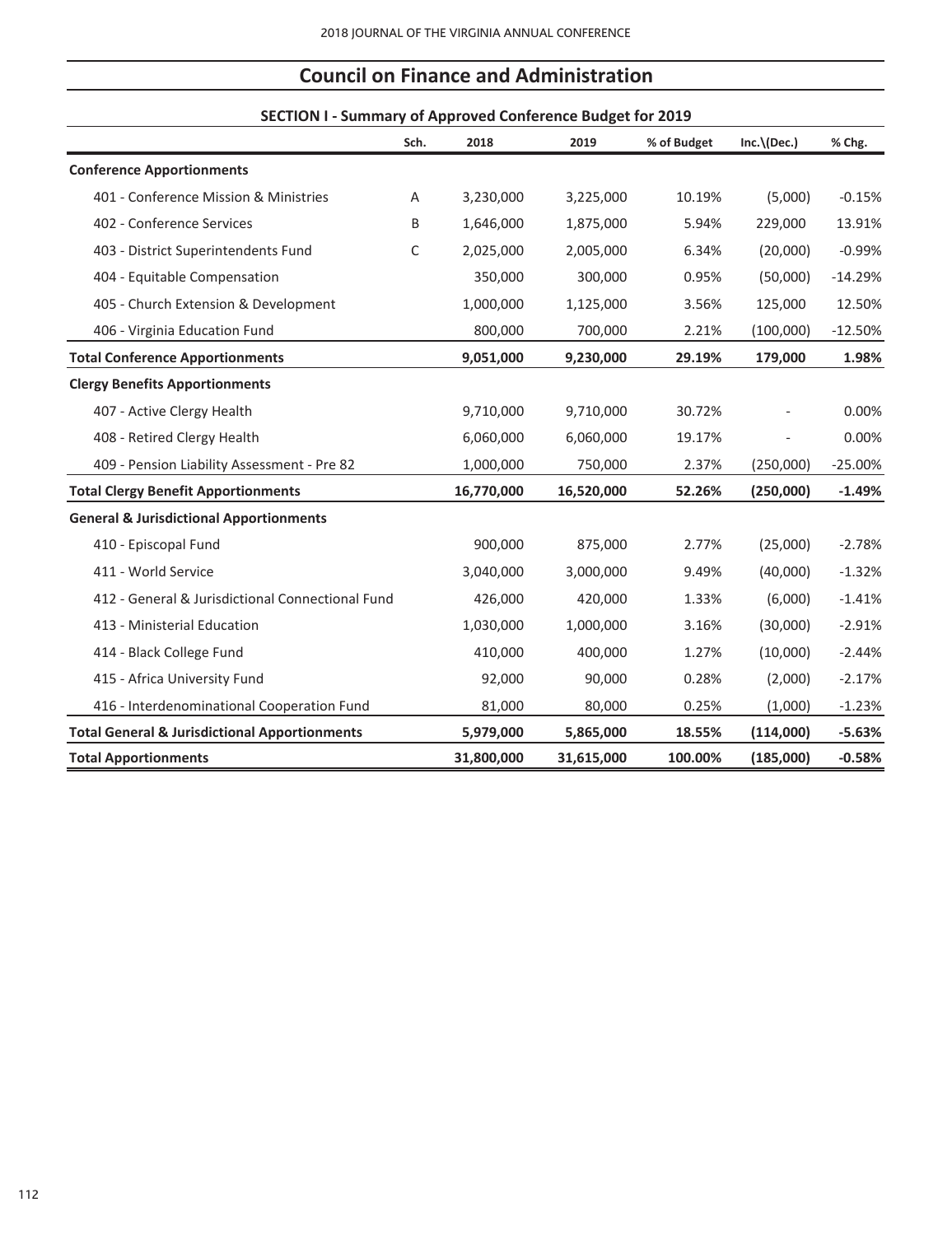## Council on Finance and Administration

### SECTION I - Summary of Approved Conference Budget for 2019

| | Sch. | 2018 | 2019 | % of Budget | Inc.\(Dec.) | % Chg. |
|---|---|---|---|---|---|---|
| **Conference Apportionments** | | | | | | |
| 401 - Conference Mission & Ministries | A | 3,230,000 | 3,225,000 | 10.19% | (5,000) | -0.15% |
| 402 - Conference Services | B | 1,646,000 | 1,875,000 | 5.94% | 229,000 | 13.91% |
| 403 - District Superintendents Fund | C | 2,025,000 | 2,005,000 | 6.34% | (20,000) | -0.99% |
| 404 - Equitable Compensation | | 350,000 | 300,000 | 0.95% | (50,000) | -14.29% |
| 405 - Church Extension & Development | | 1,000,000 | 1,125,000 | 3.56% | 125,000 | 12.50% |
| 406 - Virginia Education Fund | | 800,000 | 700,000 | 2.21% | (100,000) | -12.50% |
| **Total Conference Apportionments** | | **9,051,000** | **9,230,000** | **29.19%** | **179,000** | **1.98%** |
| **Clergy Benefits Apportionments** | | | | | | |
| 407 - Active Clergy Health | | 9,710,000 | 9,710,000 | 30.72% | - | 0.00% |
| 408 - Retired Clergy Health | | 6,060,000 | 6,060,000 | 19.17% | - | 0.00% |
| 409 - Pension Liability Assessment - Pre 82 | | 1,000,000 | 750,000 | 2.37% | (250,000) | -25.00% |
| **Total Clergy Benefit Apportionments** | | **16,770,000** | **16,520,000** | **52.26%** | **(250,000)** | **-1.49%** |
| **General & Jurisdictional Apportionments** | | | | | | |
| 410 - Episcopal Fund | | 900,000 | 875,000 | 2.77% | (25,000) | -2.78% |
| 411 - World Service | | 3,040,000 | 3,000,000 | 9.49% | (40,000) | -1.32% |
| 412 - General & Jurisdictional Connectional Fund | | 426,000 | 420,000 | 1.33% | (6,000) | -1.41% |
| 413 - Ministerial Education | | 1,030,000 | 1,000,000 | 3.16% | (30,000) | -2.91% |
| 414 - Black College Fund | | 410,000 | 400,000 | 1.27% | (10,000) | -2.44% |
| 415 - Africa University Fund | | 92,000 | 90,000 | 0.28% | (2,000) | -2.17% |
| 416 - Interdenominational Cooperation Fund | | 81,000 | 80,000 | 0.25% | (1,000) | -1.23% |
| **Total General & Jurisdictional Apportionments** | | **5,979,000** | **5,865,000** | **18.55%** | **(114,000)** | **-5.63%** |
| **Total Apportionments** | | **31,800,000** | **31,615,000** | **100.00%** | **(185,000)** | **-0.58%** |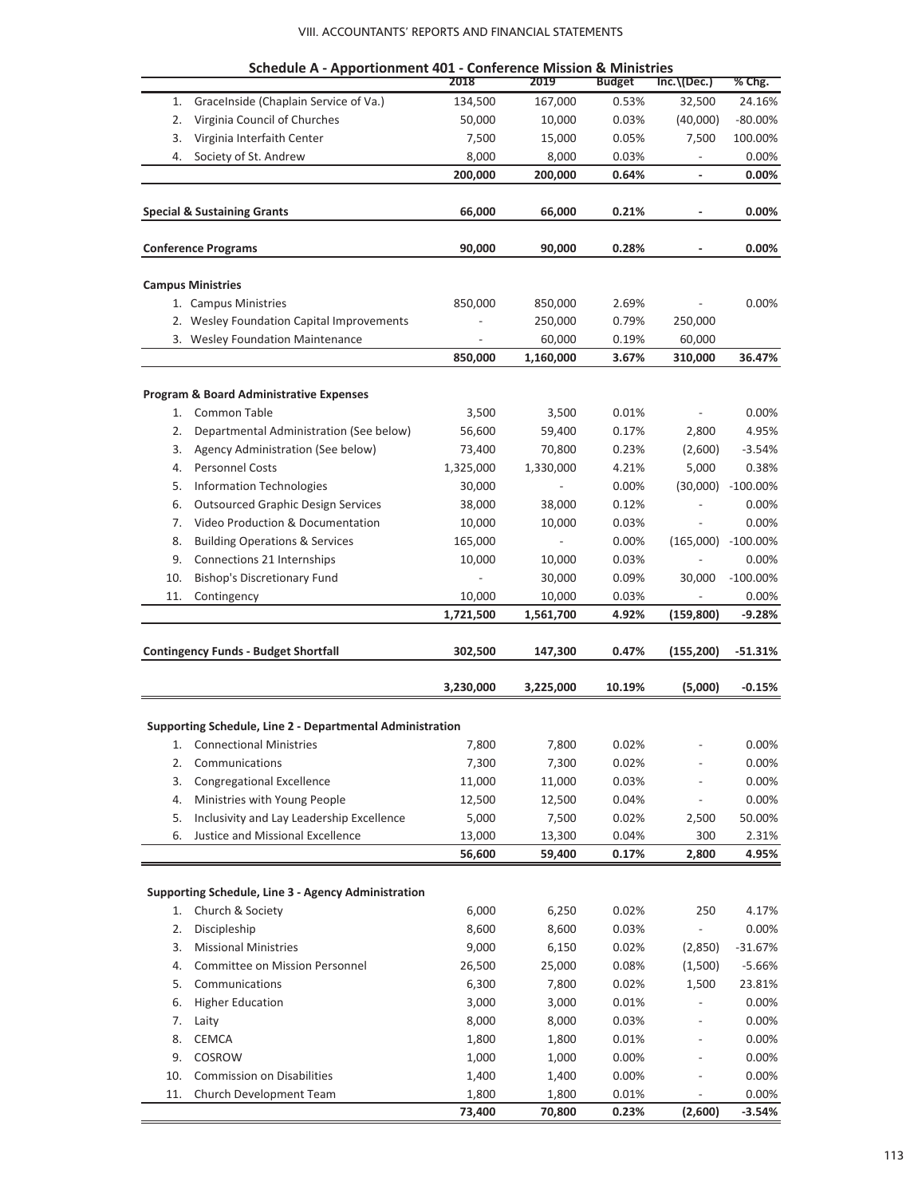## Schedule A - Apportionment 401 - Conference Mission & Ministries

| | | 2018 | 2019 | Budget | Inc.\(Dec.) | % Chg. |
|---|---|---|---|---|---|---|
| 1. | GraceInside (Chaplain Service of Va.) | 134,500 | 167,000 | 0.53% | 32,500 | 24.16% |
| 2. | Virginia Council of Churches | 50,000 | 10,000 | 0.03% | (40,000) | -80.00% |
| 3. | Virginia Interfaith Center | 7,500 | 15,000 | 0.05% | 7,500 | 100.00% |
| 4. | Society of St. Andrew | 8,000 | 8,000 | 0.03% | - | 0.00% |
| | | **200,000** | **200,000** | **0.64%** | **-** | **0.00%** |
| **Special & Sustaining Grants** | | **66,000** | **66,000** | **0.21%** | **-** | **0.00%** |
| **Conference Programs** | | **90,000** | **90,000** | **0.28%** | **-** | **0.00%** |
| **Campus Ministries** | | | | | | |
| 1. | Campus Ministries | 850,000 | 850,000 | 2.69% | - | 0.00% |
| 2. | Wesley Foundation Capital Improvements | - | 250,000 | 0.79% | 250,000 | |
| 3. | Wesley Foundation Maintenance | - | 60,000 | 0.19% | 60,000 | |
| | | **850,000** | **1,160,000** | **3.67%** | **310,000** | **36.47%** |
| **Program & Board Administrative Expenses** | | | | | | |
| 1. | Common Table | 3,500 | 3,500 | 0.01% | - | 0.00% |
| 2. | Departmental Administration (See below) | 56,600 | 59,400 | 0.17% | 2,800 | 4.95% |
| 3. | Agency Administration (See below) | 73,400 | 70,800 | 0.23% | (2,600) | -3.54% |
| 4. | Personnel Costs | 1,325,000 | 1,330,000 | 4.21% | 5,000 | 0.38% |
| 5. | Information Technologies | 30,000 | - | 0.00% | (30,000) | -100.00% |
| 6. | Outsourced Graphic Design Services | 38,000 | 38,000 | 0.12% | - | 0.00% |
| 7. | Video Production & Documentation | 10,000 | 10,000 | 0.03% | - | 0.00% |
| 8. | Building Operations & Services | 165,000 | - | 0.00% | (165,000) | -100.00% |
| 9. | Connections 21 Internships | 10,000 | 10,000 | 0.03% | - | 0.00% |
| 10. | Bishop's Discretionary Fund | - | 30,000 | 0.09% | 30,000 | -100.00% |
| 11. | Contingency | 10,000 | 10,000 | 0.03% | - | 0.00% |
| | | **1,721,500** | **1,561,700** | **4.92%** | **(159,800)** | **-9.28%** |
| **Contingency Funds - Budget Shortfall** | | **302,500** | **147,300** | **0.47%** | **(155,200)** | **-51.31%** |
| | | **3,230,000** | **3,225,000** | **10.19%** | **(5,000)** | **-0.15%** |

### Supporting Schedule, Line 2 - Departmental Administration

| | | 2018 | 2019 | Budget | Inc.\(Dec.) | % Chg. |
|---|---|---|---|---|---|---|
| 1. | Connectional Ministries | 7,800 | 7,800 | 0.02% | - | 0.00% |
| 2. | Communications | 7,300 | 7,300 | 0.02% | - | 0.00% |
| 3. | Congregational Excellence | 11,000 | 11,000 | 0.03% | - | 0.00% |
| 4. | Ministries with Young People | 12,500 | 12,500 | 0.04% | - | 0.00% |
| 5. | Inclusivity and Lay Leadership Excellence | 5,000 | 7,500 | 0.02% | 2,500 | 50.00% |
| 6. | Justice and Missional Excellence | 13,000 | 13,300 | 0.04% | 300 | 2.31% |
| | | **56,600** | **59,400** | **0.17%** | **2,800** | **4.95%** |

### Supporting Schedule, Line 3 - Agency Administration

| | | 2018 | 2019 | Budget | Inc.\(Dec.) | % Chg. |
|---|---|---|---|---|---|---|
| 1. | Church & Society | 6,000 | 6,250 | 0.02% | 250 | 4.17% |
| 2. | Discipleship | 8,600 | 8,600 | 0.03% | - | 0.00% |
| 3. | Missional Ministries | 9,000 | 6,150 | 0.02% | (2,850) | -31.67% |
| 4. | Committee on Mission Personnel | 26,500 | 25,000 | 0.08% | (1,500) | -5.66% |
| 5. | Communications | 6,300 | 7,800 | 0.02% | 1,500 | 23.81% |
| 6. | Higher Education | 3,000 | 3,000 | 0.01% | - | 0.00% |
| 7. | Laity | 8,000 | 8,000 | 0.03% | - | 0.00% |
| 8. | CEMCA | 1,800 | 1,800 | 0.01% | - | 0.00% |
| 9. | COSROW | 1,000 | 1,000 | 0.00% | - | 0.00% |
| 10. | Commission on Disabilities | 1,400 | 1,400 | 0.00% | - | 0.00% |
| 11. | Church Development Team | 1,800 | 1,800 | 0.01% | - | 0.00% |
| | | **73,400** | **70,800** | **0.23%** | **(2,600)** | **-3.54%** |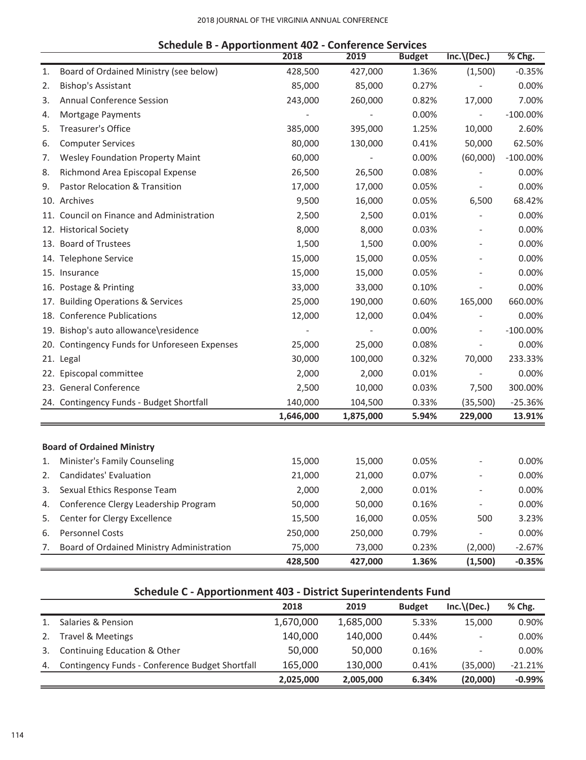## Schedule B - Apportionment 402 - Conference Services

| | | 2018 | 2019 | Budget | Inc.\(Dec.) | % Chg. |
|---|---|---|---|---|---|---|
| 1. | Board of Ordained Ministry (see below) | 428,500 | 427,000 | 1.36% | (1,500) | -0.35% |
| 2. | Bishop's Assistant | 85,000 | 85,000 | 0.27% | - | 0.00% |
| 3. | Annual Conference Session | 243,000 | 260,000 | 0.82% | 17,000 | 7.00% |
| 4. | Mortgage Payments | - | - | 0.00% | - | -100.00% |
| 5. | Treasurer's Office | 385,000 | 395,000 | 1.25% | 10,000 | 2.60% |
| 6. | Computer Services | 80,000 | 130,000 | 0.41% | 50,000 | 62.50% |
| 7. | Wesley Foundation Property Maint | 60,000 | - | 0.00% | (60,000) | -100.00% |
| 8. | Richmond Area Episcopal Expense | 26,500 | 26,500 | 0.08% | - | 0.00% |
| 9. | Pastor Relocation & Transition | 17,000 | 17,000 | 0.05% | - | 0.00% |
| 10. | Archives | 9,500 | 16,000 | 0.05% | 6,500 | 68.42% |
| 11. | Council on Finance and Administration | 2,500 | 2,500 | 0.01% | - | 0.00% |
| 12. | Historical Society | 8,000 | 8,000 | 0.03% | - | 0.00% |
| 13. | Board of Trustees | 1,500 | 1,500 | 0.00% | - | 0.00% |
| 14. | Telephone Service | 15,000 | 15,000 | 0.05% | - | 0.00% |
| 15. | Insurance | 15,000 | 15,000 | 0.05% | - | 0.00% |
| 16. | Postage & Printing | 33,000 | 33,000 | 0.10% | - | 0.00% |
| 17. | Building Operations & Services | 25,000 | 190,000 | 0.60% | 165,000 | 660.00% |
| 18. | Conference Publications | 12,000 | 12,000 | 0.04% | - | 0.00% |
| 19. | Bishop's auto allowance\residence | - | - | 0.00% | - | -100.00% |
| 20. | Contingency Funds for Unforeseen Expenses | 25,000 | 25,000 | 0.08% | - | 0.00% |
| 21. | Legal | 30,000 | 100,000 | 0.32% | 70,000 | 233.33% |
| 22. | Episcopal committee | 2,000 | 2,000 | 0.01% | - | 0.00% |
| 23. | General Conference | 2,500 | 10,000 | 0.03% | 7,500 | 300.00% |
| 24. | Contingency Funds - Budget Shortfall | 140,000 | 104,500 | 0.33% | (35,500) | -25.36% |
| | | **1,646,000** | **1,875,000** | **5.94%** | **229,000** | **13.91%** |

**Board of Ordained Ministry**

| | | 2018 | 2019 | Budget | Inc.\(Dec.) | % Chg. |
|---|---|---|---|---|---|---|
| 1. | Minister's Family Counseling | 15,000 | 15,000 | 0.05% | - | 0.00% |
| 2. | Candidates' Evaluation | 21,000 | 21,000 | 0.07% | - | 0.00% |
| 3. | Sexual Ethics Response Team | 2,000 | 2,000 | 0.01% | - | 0.00% |
| 4. | Conference Clergy Leadership Program | 50,000 | 50,000 | 0.16% | - | 0.00% |
| 5. | Center for Clergy Excellence | 15,500 | 16,000 | 0.05% | 500 | 3.23% |
| 6. | Personnel Costs | 250,000 | 250,000 | 0.79% | - | 0.00% |
| 7. | Board of Ordained Ministry Administration | 75,000 | 73,000 | 0.23% | (2,000) | -2.67% |
| | | **428,500** | **427,000** | **1.36%** | **(1,500)** | **-0.35%** |

## Schedule C - Apportionment 403 - District Superintendents Fund

| | | 2018 | 2019 | Budget | Inc.\(Dec.) | % Chg. |
|---|---|---|---|---|---|---|
| 1. | Salaries & Pension | 1,670,000 | 1,685,000 | 5.33% | 15,000 | 0.90% |
| 2. | Travel & Meetings | 140,000 | 140,000 | 0.44% | - | 0.00% |
| 3. | Continuing Education & Other | 50,000 | 50,000 | 0.16% | - | 0.00% |
| 4. | Contingency Funds - Conference Budget Shortfall | 165,000 | 130,000 | 0.41% | (35,000) | -21.21% |
| | | **2,025,000** | **2,005,000** | **6.34%** | **(20,000)** | **-0.99%** |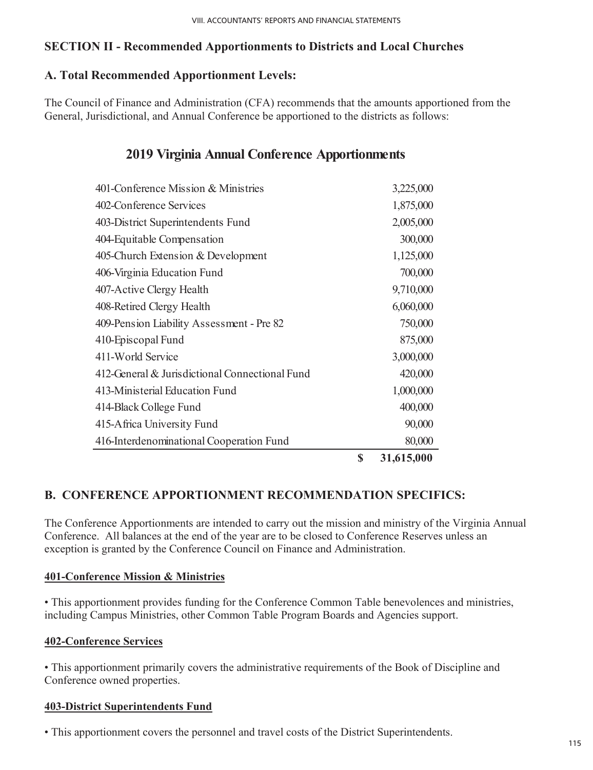## SECTION II - Recommended Apportionments to Districts and Local Churches

### A. Total Recommended Apportionment Levels:

The Council of Finance and Administration (CFA) recommends that the amounts apportioned from the General, Jurisdictional, and Annual Conference be apportioned to the districts as follows:

### 2019 Virginia Annual Conference Apportionments

| | |
|---|---:|
| 401-Conference Mission & Ministries | 3,225,000 |
| 402-Conference Services | 1,875,000 |
| 403-District Superintendents Fund | 2,005,000 |
| 404-Equitable Compensation | 300,000 |
| 405-Church Extension & Development | 1,125,000 |
| 406-Virginia Education Fund | 700,000 |
| 407-Active Clergy Health | 9,710,000 |
| 408-Retired Clergy Health | 6,060,000 |
| 409-Pension Liability Assessment - Pre 82 | 750,000 |
| 410-Episcopal Fund | 875,000 |
| 411-World Service | 3,000,000 |
| 412-General & Jurisdictional Connectional Fund | 420,000 |
| 413-Ministerial Education Fund | 1,000,000 |
| 414-Black College Fund | 400,000 |
| 415-Africa University Fund | 90,000 |
| 416-Interdenominational Cooperation Fund | 80,000 |
| | **$ 31,615,000** |

### B. CONFERENCE APPORTIONMENT RECOMMENDATION SPECIFICS:

The Conference Apportionments are intended to carry out the mission and ministry of the Virginia Annual Conference. All balances at the end of the year are to be closed to Conference Reserves unless an exception is granted by the Conference Council on Finance and Administration.

**401-Conference Mission & Ministries**

• This apportionment provides funding for the Conference Common Table benevolences and ministries, including Campus Ministries, other Common Table Program Boards and Agencies support.

**402-Conference Services**

• This apportionment primarily covers the administrative requirements of the Book of Discipline and Conference owned properties.

**403-District Superintendents Fund**

• This apportionment covers the personnel and travel costs of the District Superintendents.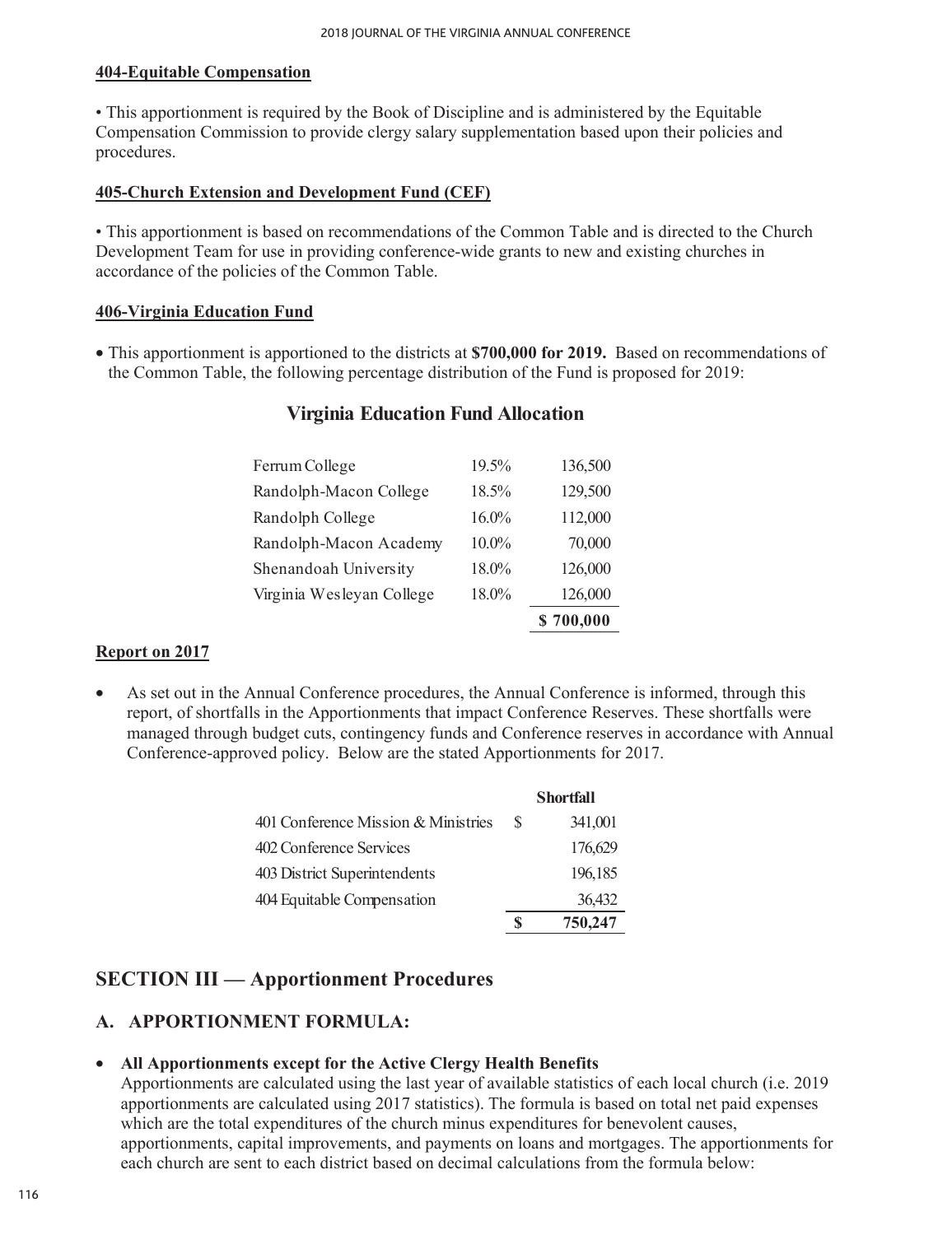**404-Equitable Compensation**

• This apportionment is required by the Book of Discipline and is administered by the Equitable Compensation Commission to provide clergy salary supplementation based upon their policies and procedures.

**405-Church Extension and Development Fund (CEF)**

• This apportionment is based on recommendations of the Common Table and is directed to the Church Development Team for use in providing conference-wide grants to new and existing churches in accordance of the policies of the Common Table.

**406-Virginia Education Fund**

- This apportionment is apportioned to the districts at **$700,000 for 2019.** Based on recommendations of the Common Table, the following percentage distribution of the Fund is proposed for 2019:

## Virginia Education Fund Allocation

| | | |
|---|---|---|
| Ferrum College | 19.5% | 136,500 |
| Randolph-Macon College | 18.5% | 129,500 |
| Randolph College | 16.0% | 112,000 |
| Randolph-Macon Academy | 10.0% | 70,000 |
| Shenandoah University | 18.0% | 126,000 |
| Virginia Wesleyan College | 18.0% | 126,000 |
| | | **$ 700,000** |

**Report on 2017**

- As set out in the Annual Conference procedures, the Annual Conference is informed, through this report, of shortfalls in the Apportionments that impact Conference Reserves. These shortfalls were managed through budget cuts, contingency funds and Conference reserves in accordance with Annual Conference-approved policy. Below are the stated Apportionments for 2017.

| | | **Shortfall** |
|---|---|---|
| 401 Conference Mission & Ministries | $ | 341,001 |
| 402 Conference Services | | 176,629 |
| 403 District Superintendents | | 196,185 |
| 404 Equitable Compensation | | 36,432 |
| | **$** | **750,247** |

## SECTION III — Apportionment Procedures

### A. APPORTIONMENT FORMULA:

- **All Apportionments except for the Active Clergy Health Benefits**
  Apportionments are calculated using the last year of available statistics of each local church (i.e. 2019 apportionments are calculated using 2017 statistics). The formula is based on total net paid expenses which are the total expenditures of the church minus expenditures for benevolent causes, apportionments, capital improvements, and payments on loans and mortgages. The apportionments for each church are sent to each district based on decimal calculations from the formula below: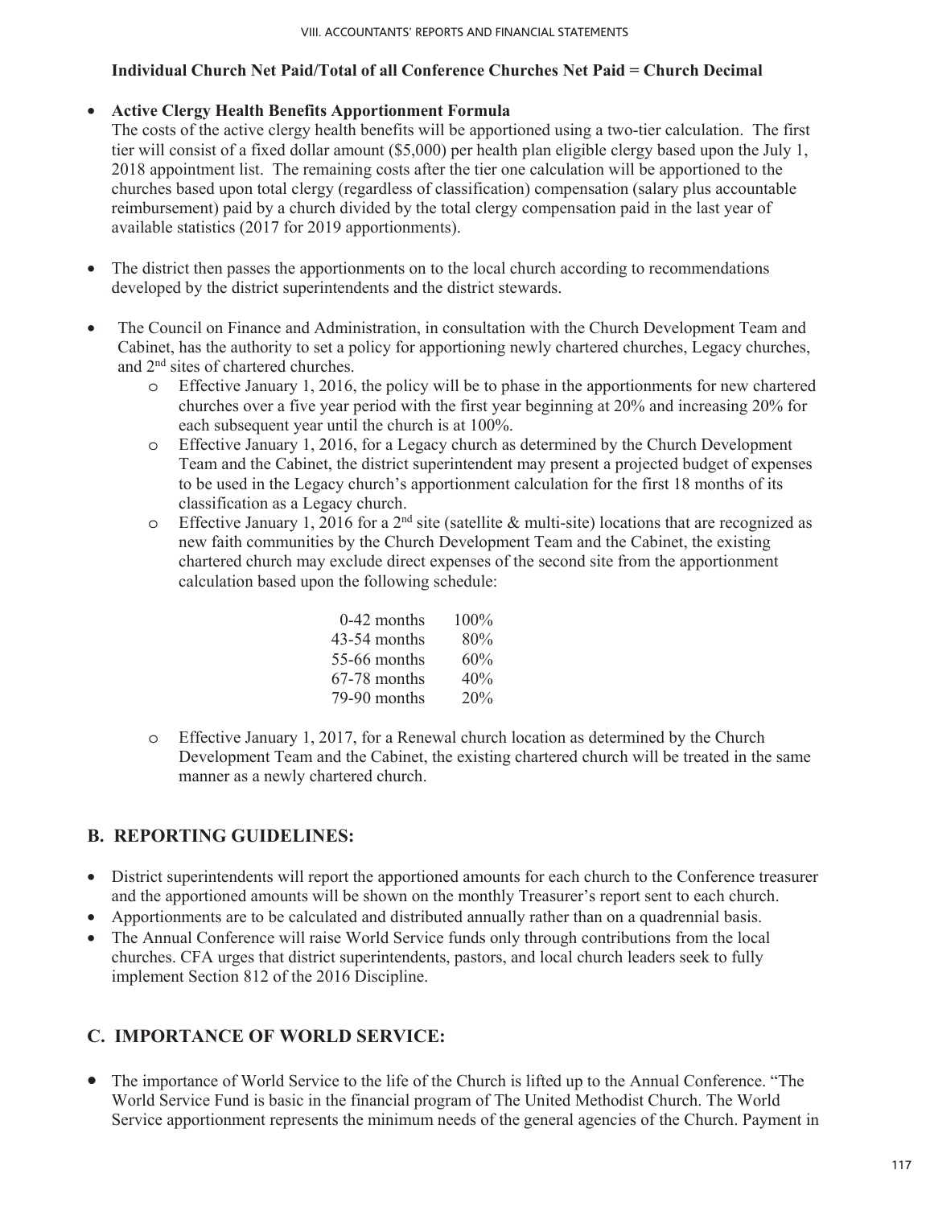**Individual Church Net Paid/Total of all Conference Churches Net Paid = Church Decimal**

- **Active Clergy Health Benefits Apportionment Formula**
  The costs of the active clergy health benefits will be apportioned using a two-tier calculation. The first tier will consist of a fixed dollar amount ($5,000) per health plan eligible clergy based upon the July 1, 2018 appointment list. The remaining costs after the tier one calculation will be apportioned to the churches based upon total clergy (regardless of classification) compensation (salary plus accountable reimbursement) paid by a church divided by the total clergy compensation paid in the last year of available statistics (2017 for 2019 apportionments).

- The district then passes the apportionments on to the local church according to recommendations developed by the district superintendents and the district stewards.

- The Council on Finance and Administration, in consultation with the Church Development Team and Cabinet, has the authority to set a policy for apportioning newly chartered churches, Legacy churches, and 2nd sites of chartered churches.
  - Effective January 1, 2016, the policy will be to phase in the apportionments for new chartered churches over a five year period with the first year beginning at 20% and increasing 20% for each subsequent year until the church is at 100%.
  - Effective January 1, 2016, for a Legacy church as determined by the Church Development Team and the Cabinet, the district superintendent may present a projected budget of expenses to be used in the Legacy church's apportionment calculation for the first 18 months of its classification as a Legacy church.
  - Effective January 1, 2016 for a 2nd site (satellite & multi-site) locations that are recognized as new faith communities by the Church Development Team and the Cabinet, the existing chartered church may exclude direct expenses of the second site from the apportionment calculation based upon the following schedule:

    | | |
    |---|---|
    | 0-42 months | 100% |
    | 43-54 months | 80% |
    | 55-66 months | 60% |
    | 67-78 months | 40% |
    | 79-90 months | 20% |

  - Effective January 1, 2017, for a Renewal church location as determined by the Church Development Team and the Cabinet, the existing chartered church will be treated in the same manner as a newly chartered church.

## B. REPORTING GUIDELINES:

- District superintendents will report the apportioned amounts for each church to the Conference treasurer and the apportioned amounts will be shown on the monthly Treasurer's report sent to each church.
- Apportionments are to be calculated and distributed annually rather than on a quadrennial basis.
- The Annual Conference will raise World Service funds only through contributions from the local churches. CFA urges that district superintendents, pastors, and local church leaders seek to fully implement Section 812 of the 2016 Discipline.

## C. IMPORTANCE OF WORLD SERVICE:

- The importance of World Service to the life of the Church is lifted up to the Annual Conference. "The World Service Fund is basic in the financial program of The United Methodist Church. The World Service apportionment represents the minimum needs of the general agencies of the Church. Payment in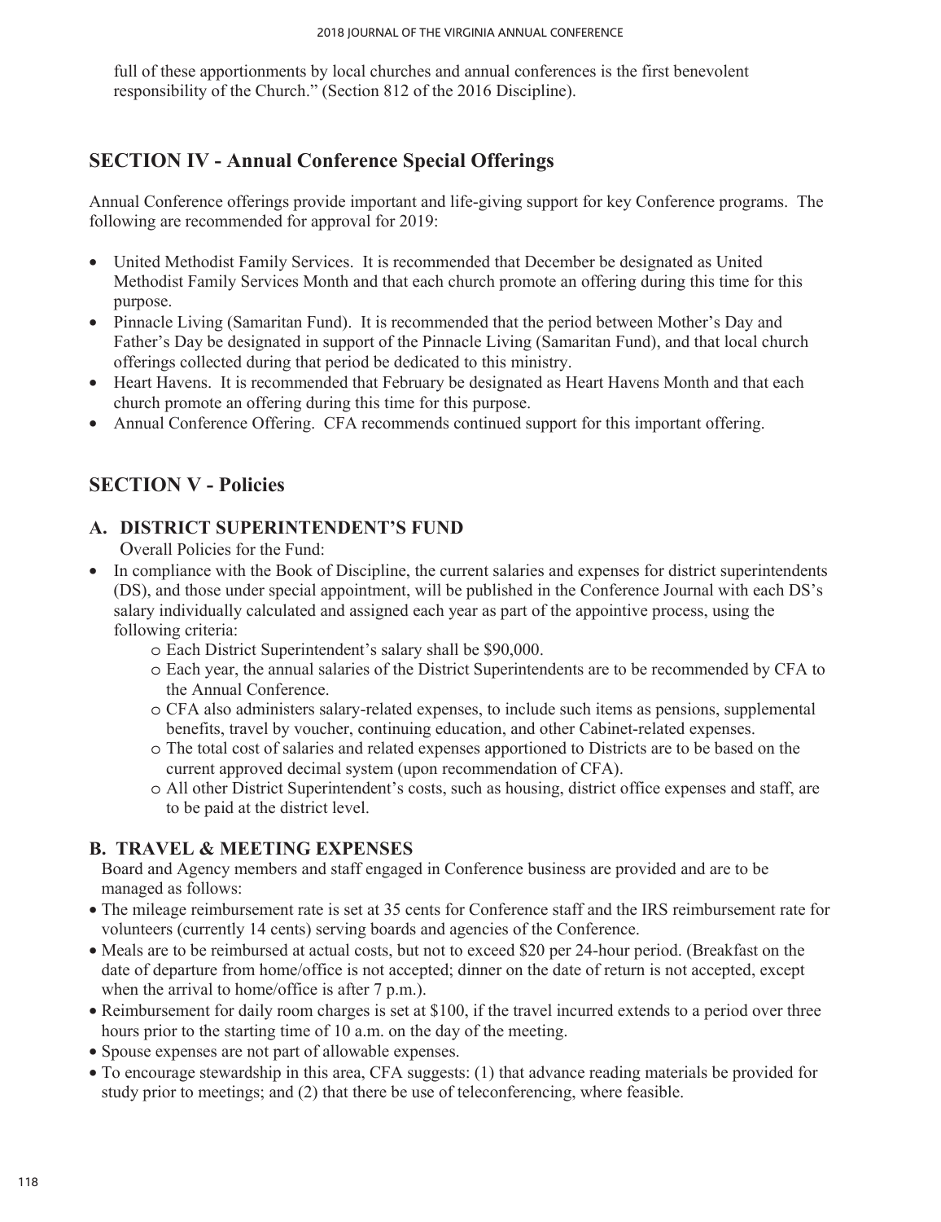full of these apportionments by local churches and annual conferences is the first benevolent responsibility of the Church." (Section 812 of the 2016 Discipline).

## SECTION IV - Annual Conference Special Offerings

Annual Conference offerings provide important and life-giving support for key Conference programs. The following are recommended for approval for 2019:

- United Methodist Family Services. It is recommended that December be designated as United Methodist Family Services Month and that each church promote an offering during this time for this purpose.
- Pinnacle Living (Samaritan Fund). It is recommended that the period between Mother's Day and Father's Day be designated in support of the Pinnacle Living (Samaritan Fund), and that local church offerings collected during that period be dedicated to this ministry.
- Heart Havens. It is recommended that February be designated as Heart Havens Month and that each church promote an offering during this time for this purpose.
- Annual Conference Offering. CFA recommends continued support for this important offering.

## SECTION V - Policies

### A. DISTRICT SUPERINTENDENT'S FUND

Overall Policies for the Fund:

- In compliance with the Book of Discipline, the current salaries and expenses for district superintendents (DS), and those under special appointment, will be published in the Conference Journal with each DS's salary individually calculated and assigned each year as part of the appointive process, using the following criteria:
  - Each District Superintendent's salary shall be $90,000.
  - Each year, the annual salaries of the District Superintendents are to be recommended by CFA to the Annual Conference.
  - CFA also administers salary-related expenses, to include such items as pensions, supplemental benefits, travel by voucher, continuing education, and other Cabinet-related expenses.
  - The total cost of salaries and related expenses apportioned to Districts are to be based on the current approved decimal system (upon recommendation of CFA).
  - All other District Superintendent's costs, such as housing, district office expenses and staff, are to be paid at the district level.

### B. TRAVEL & MEETING EXPENSES

Board and Agency members and staff engaged in Conference business are provided and are to be managed as follows:

- The mileage reimbursement rate is set at 35 cents for Conference staff and the IRS reimbursement rate for volunteers (currently 14 cents) serving boards and agencies of the Conference.
- Meals are to be reimbursed at actual costs, but not to exceed $20 per 24-hour period. (Breakfast on the date of departure from home/office is not accepted; dinner on the date of return is not accepted, except when the arrival to home/office is after 7 p.m.).
- Reimbursement for daily room charges is set at $100, if the travel incurred extends to a period over three hours prior to the starting time of 10 a.m. on the day of the meeting.
- Spouse expenses are not part of allowable expenses.
- To encourage stewardship in this area, CFA suggests: (1) that advance reading materials be provided for study prior to meetings; and (2) that there be use of teleconferencing, where feasible.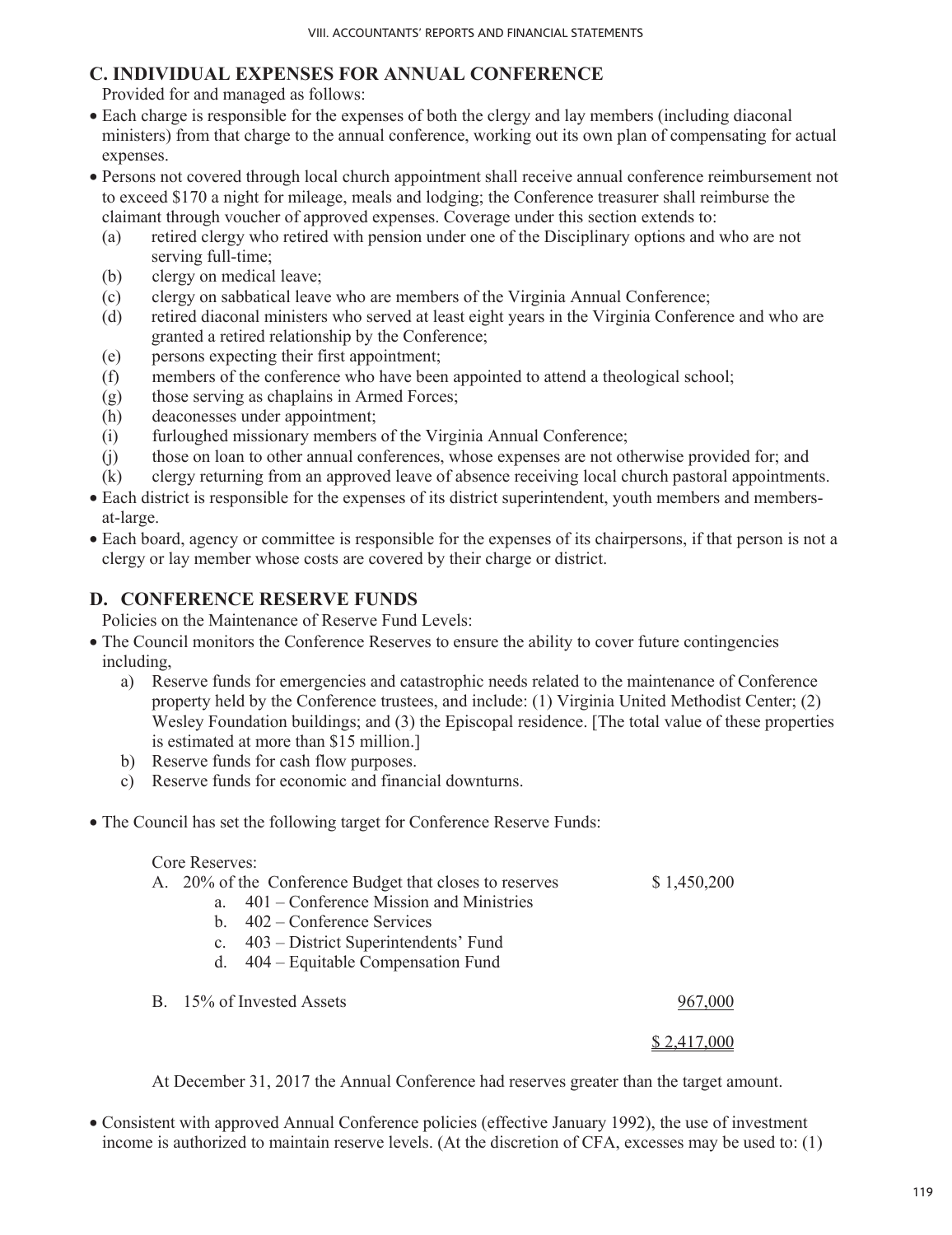## C. INDIVIDUAL EXPENSES FOR ANNUAL CONFERENCE

Provided for and managed as follows:

- Each charge is responsible for the expenses of both the clergy and lay members (including diaconal ministers) from that charge to the annual conference, working out its own plan of compensating for actual expenses.
- Persons not covered through local church appointment shall receive annual conference reimbursement not to exceed $170 a night for mileage, meals and lodging; the Conference treasurer shall reimburse the claimant through voucher of approved expenses. Coverage under this section extends to:
  - (a) retired clergy who retired with pension under one of the Disciplinary options and who are not serving full-time;
  - (b) clergy on medical leave;
  - (c) clergy on sabbatical leave who are members of the Virginia Annual Conference;
  - (d) retired diaconal ministers who served at least eight years in the Virginia Conference and who are granted a retired relationship by the Conference;
  - (e) persons expecting their first appointment;
  - (f) members of the conference who have been appointed to attend a theological school;
  - (g) those serving as chaplains in Armed Forces;
  - (h) deaconesses under appointment;
  - (i) furloughed missionary members of the Virginia Annual Conference;
  - (j) those on loan to other annual conferences, whose expenses are not otherwise provided for; and
  - (k) clergy returning from an approved leave of absence receiving local church pastoral appointments.
- Each district is responsible for the expenses of its district superintendent, youth members and members-at-large.
- Each board, agency or committee is responsible for the expenses of its chairpersons, if that person is not a clergy or lay member whose costs are covered by their charge or district.

## D. CONFERENCE RESERVE FUNDS

Policies on the Maintenance of Reserve Fund Levels:

- The Council monitors the Conference Reserves to ensure the ability to cover future contingencies including,
  - a) Reserve funds for emergencies and catastrophic needs related to the maintenance of Conference property held by the Conference trustees, and include: (1) Virginia United Methodist Center; (2) Wesley Foundation buildings; and (3) the Episcopal residence. [The total value of these properties is estimated at more than $15 million.]
  - b) Reserve funds for cash flow purposes.
  - c) Reserve funds for economic and financial downturns.
- The Council has set the following target for Conference Reserve Funds:

| Core Reserves: | |
|---|---|
| A. 20% of the Conference Budget that closes to reserves | $ 1,450,200 |
| a. 401 – Conference Mission and Ministries | |
| b. 402 – Conference Services | |
| c. 403 – District Superintendents' Fund | |
| d. 404 – Equitable Compensation Fund | |
| B. 15% of Invested Assets | 967,000 |
| | $ 2,417,000 |

At December 31, 2017 the Annual Conference had reserves greater than the target amount.

- Consistent with approved Annual Conference policies (effective January 1992), the use of investment income is authorized to maintain reserve levels. (At the discretion of CFA, excesses may be used to: (1)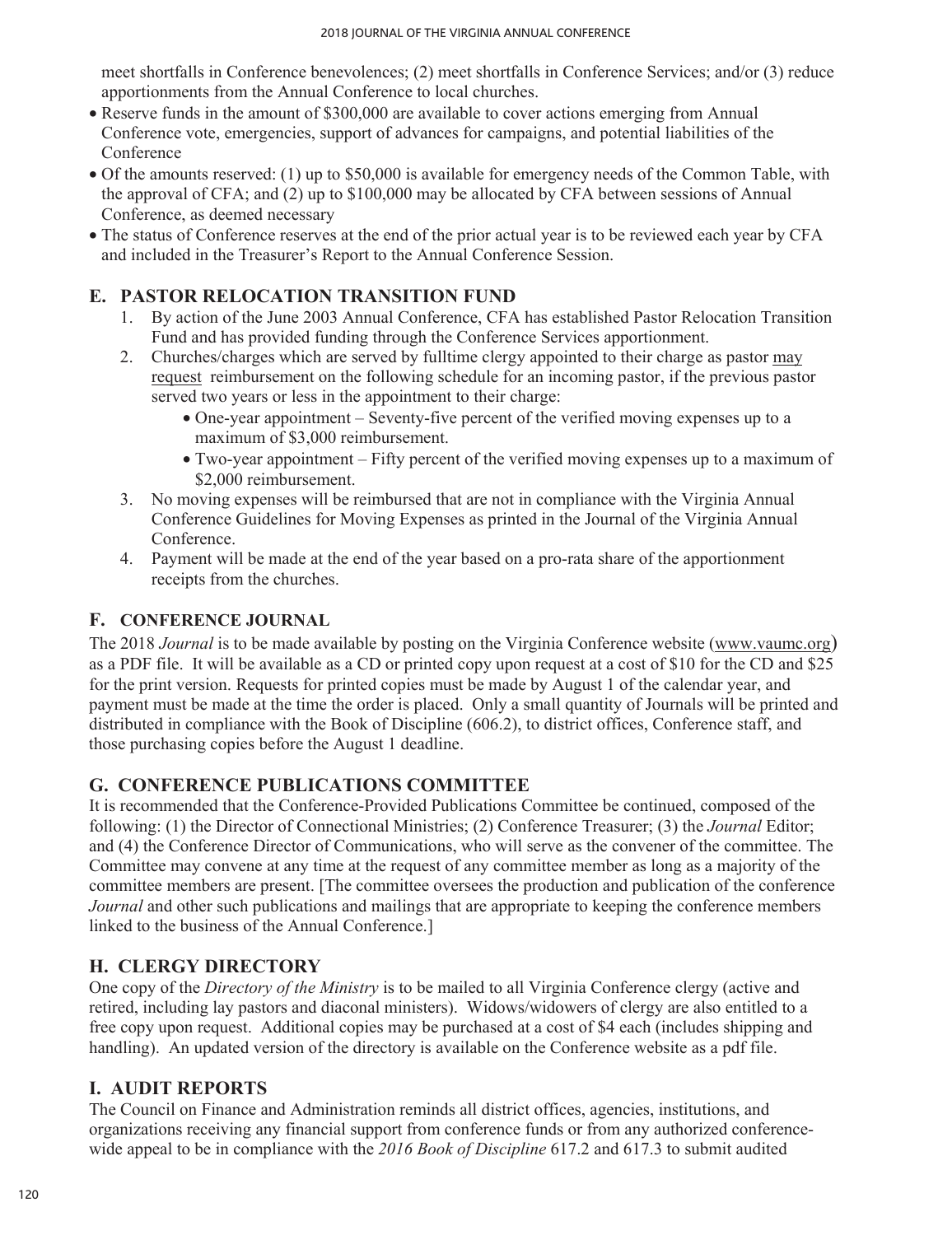meet shortfalls in Conference benevolences; (2) meet shortfalls in Conference Services; and/or (3) reduce apportionments from the Annual Conference to local churches.

- Reserve funds in the amount of $300,000 are available to cover actions emerging from Annual Conference vote, emergencies, support of advances for campaigns, and potential liabilities of the Conference
- Of the amounts reserved: (1) up to $50,000 is available for emergency needs of the Common Table, with the approval of CFA; and (2) up to $100,000 may be allocated by CFA between sessions of Annual Conference, as deemed necessary
- The status of Conference reserves at the end of the prior actual year is to be reviewed each year by CFA and included in the Treasurer's Report to the Annual Conference Session.

## E. PASTOR RELOCATION TRANSITION FUND

1. By action of the June 2003 Annual Conference, CFA has established Pastor Relocation Transition Fund and has provided funding through the Conference Services apportionment.
2. Churches/charges which are served by fulltime clergy appointed to their charge as pastor may request reimbursement on the following schedule for an incoming pastor, if the previous pastor served two years or less in the appointment to their charge:
   - One-year appointment – Seventy-five percent of the verified moving expenses up to a maximum of $3,000 reimbursement.
   - Two-year appointment – Fifty percent of the verified moving expenses up to a maximum of $2,000 reimbursement.
3. No moving expenses will be reimbursed that are not in compliance with the Virginia Annual Conference Guidelines for Moving Expenses as printed in the Journal of the Virginia Annual Conference.
4. Payment will be made at the end of the year based on a pro-rata share of the apportionment receipts from the churches.

## F. CONFERENCE JOURNAL

The 2018 *Journal* is to be made available by posting on the Virginia Conference website (www.vaumc.org) as a PDF file. It will be available as a CD or printed copy upon request at a cost of $10 for the CD and $25 for the print version. Requests for printed copies must be made by August 1 of the calendar year, and payment must be made at the time the order is placed. Only a small quantity of Journals will be printed and distributed in compliance with the Book of Discipline (606.2), to district offices, Conference staff, and those purchasing copies before the August 1 deadline.

## G. CONFERENCE PUBLICATIONS COMMITTEE

It is recommended that the Conference-Provided Publications Committee be continued, composed of the following: (1) the Director of Connectional Ministries; (2) Conference Treasurer; (3) the *Journal* Editor; and (4) the Conference Director of Communications, who will serve as the convener of the committee. The Committee may convene at any time at the request of any committee member as long as a majority of the committee members are present. [The committee oversees the production and publication of the conference *Journal* and other such publications and mailings that are appropriate to keeping the conference members linked to the business of the Annual Conference.]

## H. CLERGY DIRECTORY

One copy of the *Directory of the Ministry* is to be mailed to all Virginia Conference clergy (active and retired, including lay pastors and diaconal ministers). Widows/widowers of clergy are also entitled to a free copy upon request. Additional copies may be purchased at a cost of $4 each (includes shipping and handling). An updated version of the directory is available on the Conference website as a pdf file.

## I. AUDIT REPORTS

The Council on Finance and Administration reminds all district offices, agencies, institutions, and organizations receiving any financial support from conference funds or from any authorized conference-wide appeal to be in compliance with the *2016 Book of Discipline* 617.2 and 617.3 to submit audited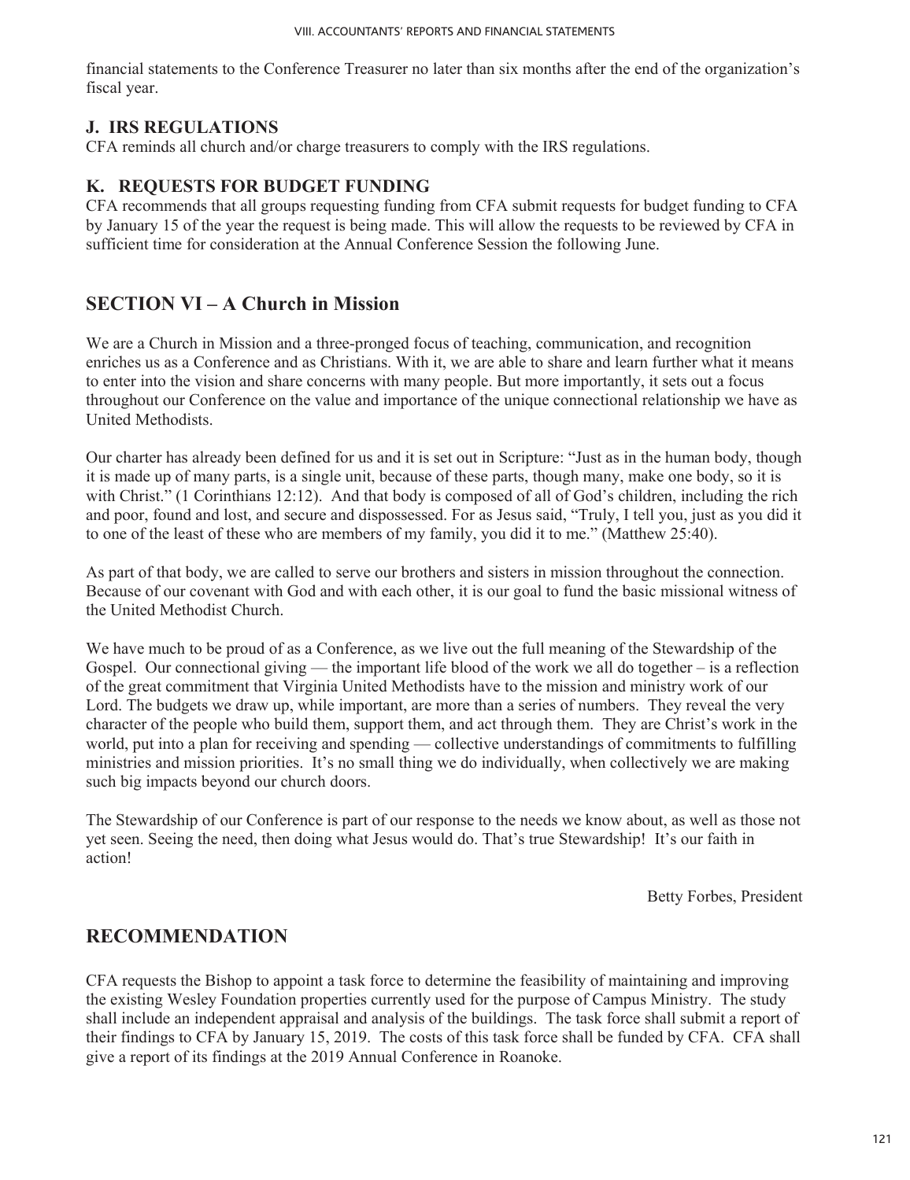financial statements to the Conference Treasurer no later than six months after the end of the organization's fiscal year.

### J. IRS REGULATIONS

CFA reminds all church and/or charge treasurers to comply with the IRS regulations.

### K. REQUESTS FOR BUDGET FUNDING

CFA recommends that all groups requesting funding from CFA submit requests for budget funding to CFA by January 15 of the year the request is being made. This will allow the requests to be reviewed by CFA in sufficient time for consideration at the Annual Conference Session the following June.

## SECTION VI – A Church in Mission

We are a Church in Mission and a three-pronged focus of teaching, communication, and recognition enriches us as a Conference and as Christians. With it, we are able to share and learn further what it means to enter into the vision and share concerns with many people. But more importantly, it sets out a focus throughout our Conference on the value and importance of the unique connectional relationship we have as United Methodists.

Our charter has already been defined for us and it is set out in Scripture: "Just as in the human body, though it is made up of many parts, is a single unit, because of these parts, though many, make one body, so it is with Christ." (1 Corinthians 12:12). And that body is composed of all of God's children, including the rich and poor, found and lost, and secure and dispossessed. For as Jesus said, "Truly, I tell you, just as you did it to one of the least of these who are members of my family, you did it to me." (Matthew 25:40).

As part of that body, we are called to serve our brothers and sisters in mission throughout the connection. Because of our covenant with God and with each other, it is our goal to fund the basic missional witness of the United Methodist Church.

We have much to be proud of as a Conference, as we live out the full meaning of the Stewardship of the Gospel. Our connectional giving — the important life blood of the work we all do together – is a reflection of the great commitment that Virginia United Methodists have to the mission and ministry work of our Lord. The budgets we draw up, while important, are more than a series of numbers. They reveal the very character of the people who build them, support them, and act through them. They are Christ's work in the world, put into a plan for receiving and spending — collective understandings of commitments to fulfilling ministries and mission priorities. It's no small thing we do individually, when collectively we are making such big impacts beyond our church doors.

The Stewardship of our Conference is part of our response to the needs we know about, as well as those not yet seen. Seeing the need, then doing what Jesus would do. That's true Stewardship! It's our faith in action!

Betty Forbes, President

## RECOMMENDATION

CFA requests the Bishop to appoint a task force to determine the feasibility of maintaining and improving the existing Wesley Foundation properties currently used for the purpose of Campus Ministry. The study shall include an independent appraisal and analysis of the buildings. The task force shall submit a report of their findings to CFA by January 15, 2019. The costs of this task force shall be funded by CFA. CFA shall give a report of its findings at the 2019 Annual Conference in Roanoke.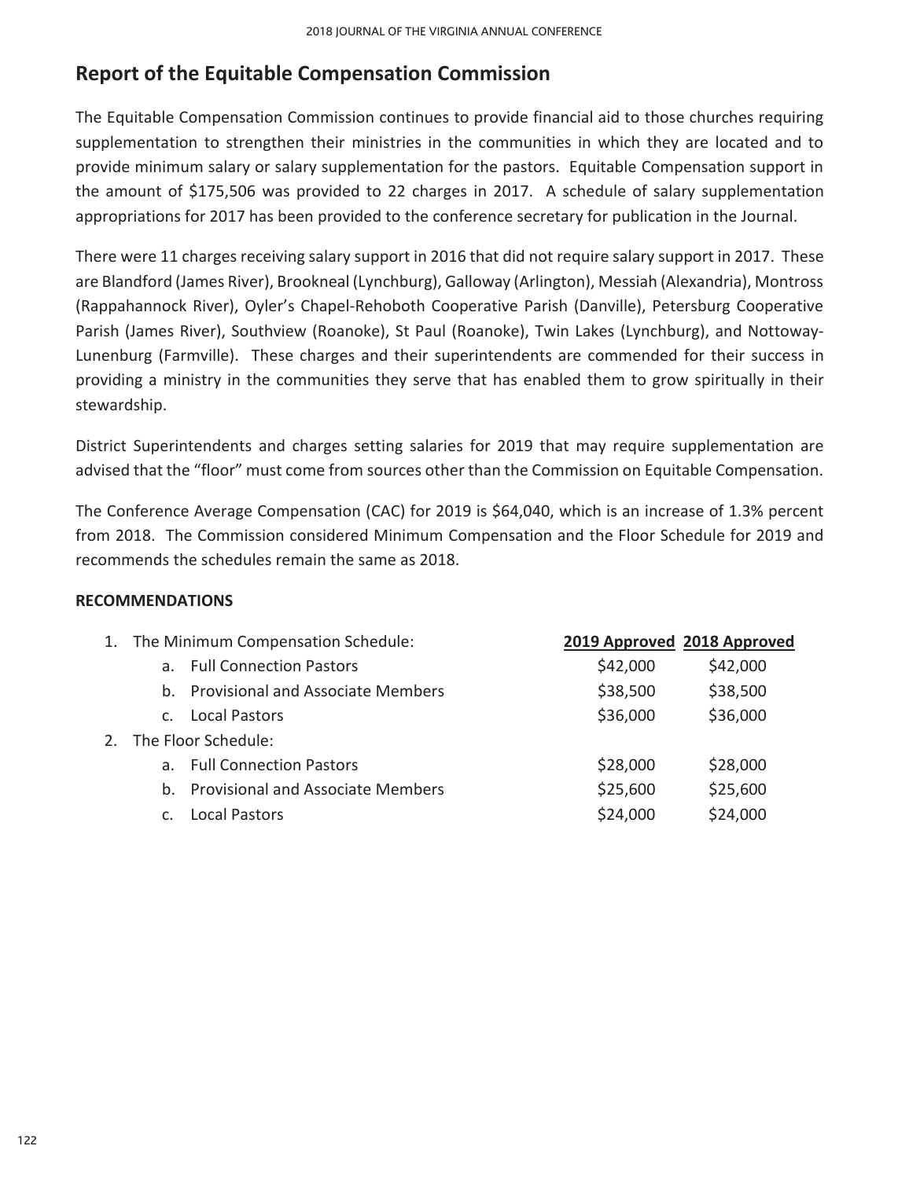## Report of the Equitable Compensation Commission

The Equitable Compensation Commission continues to provide financial aid to those churches requiring supplementation to strengthen their ministries in the communities in which they are located and to provide minimum salary or salary supplementation for the pastors. Equitable Compensation support in the amount of $175,506 was provided to 22 charges in 2017. A schedule of salary supplementation appropriations for 2017 has been provided to the conference secretary for publication in the Journal.

There were 11 charges receiving salary support in 2016 that did not require salary support in 2017. These are Blandford (James River), Brookneal (Lynchburg), Galloway (Arlington), Messiah (Alexandria), Montross (Rappahannock River), Oyler's Chapel-Rehoboth Cooperative Parish (Danville), Petersburg Cooperative Parish (James River), Southview (Roanoke), St Paul (Roanoke), Twin Lakes (Lynchburg), and Nottoway-Lunenburg (Farmville). These charges and their superintendents are commended for their success in providing a ministry in the communities they serve that has enabled them to grow spiritually in their stewardship.

District Superintendents and charges setting salaries for 2019 that may require supplementation are advised that the "floor" must come from sources other than the Commission on Equitable Compensation.

The Conference Average Compensation (CAC) for 2019 is $64,040, which is an increase of 1.3% percent from 2018. The Commission considered Minimum Compensation and the Floor Schedule for 2019 and recommends the schedules remain the same as 2018.

**RECOMMENDATIONS**

| | 2019 Approved | 2018 Approved |
|---|---|---|
| 1. The Minimum Compensation Schedule: | | |
| a. Full Connection Pastors | $42,000 | $42,000 |
| b. Provisional and Associate Members | $38,500 | $38,500 |
| c. Local Pastors | $36,000 | $36,000 |
| 2. The Floor Schedule: | | |
| a. Full Connection Pastors | $28,000 | $28,000 |
| b. Provisional and Associate Members | $25,600 | $25,600 |
| c. Local Pastors | $24,000 | $24,000 |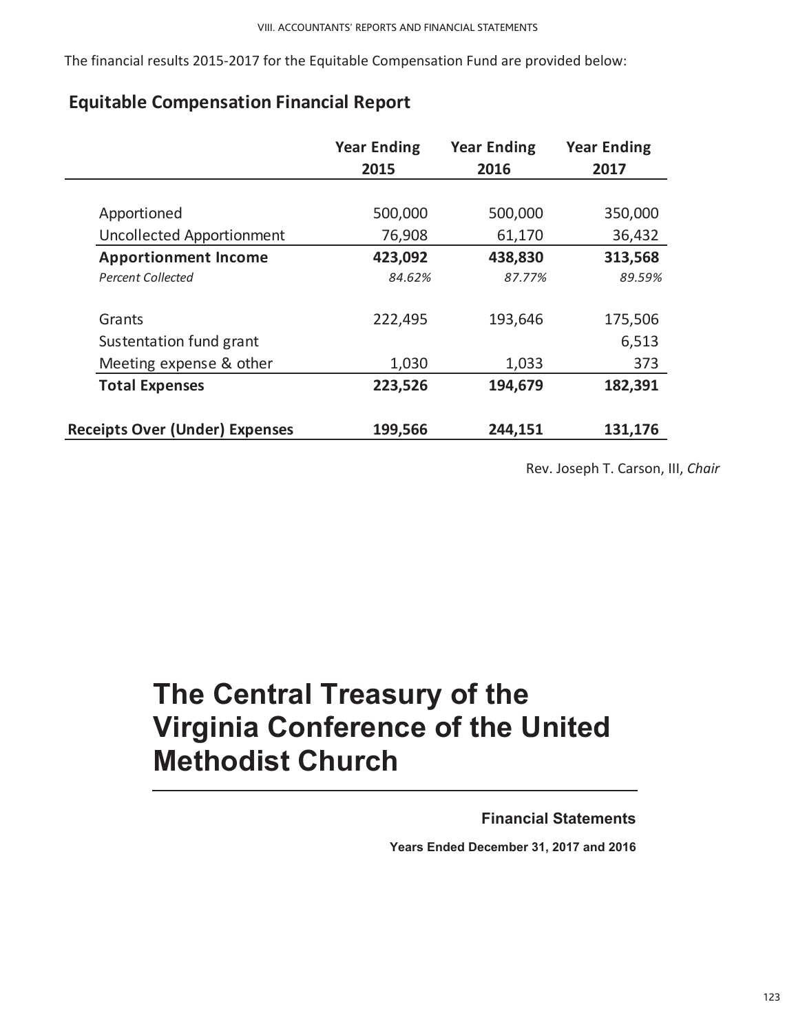The financial results 2015-2017 for the Equitable Compensation Fund are provided below:

## Equitable Compensation Financial Report

| | Year Ending 2015 | Year Ending 2016 | Year Ending 2017 |
|---|---|---|---|
| Apportioned | 500,000 | 500,000 | 350,000 |
| Uncollected Apportionment | 76,908 | 61,170 | 36,432 |
| **Apportionment Income** | **423,092** | **438,830** | **313,568** |
| *Percent Collected* | *84.62%* | *87.77%* | *89.59%* |
| Grants | 222,495 | 193,646 | 175,506 |
| Sustentation fund grant | | | 6,513 |
| Meeting expense & other | 1,030 | 1,033 | 373 |
| **Total Expenses** | **223,526** | **194,679** | **182,391** |
| **Receipts Over (Under) Expenses** | **199,566** | **244,151** | **131,176** |

Rev. Joseph T. Carson, III, *Chair*

# The Central Treasury of the Virginia Conference of the United Methodist Church

**Financial Statements**

**Years Ended December 31, 2017 and 2016**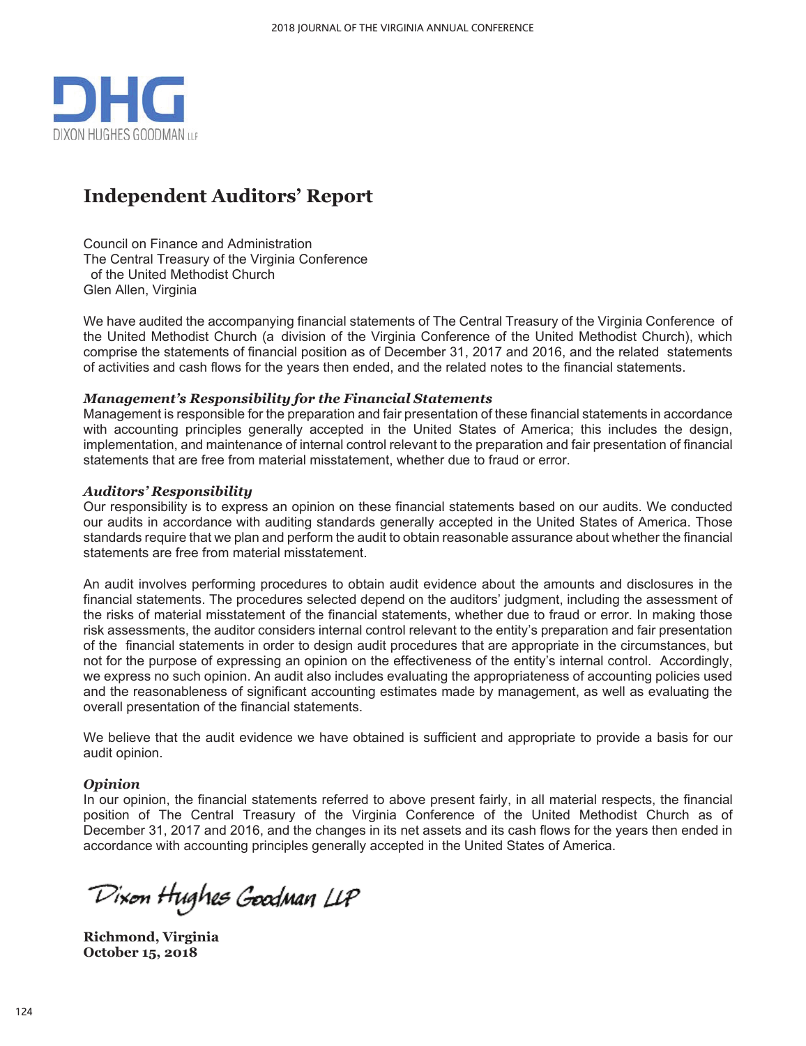DHG

DIXON HUGHES GOODMAN LLP

# Independent Auditors' Report

Council on Finance and Administration
The Central Treasury of the Virginia Conference
of the United Methodist Church
Glen Allen, Virginia

We have audited the accompanying financial statements of The Central Treasury of the Virginia Conference of the United Methodist Church (a division of the Virginia Conference of the United Methodist Church), which comprise the statements of financial position as of December 31, 2017 and 2016, and the related statements of activities and cash flows for the years then ended, and the related notes to the financial statements.

***Management's Responsibility for the Financial Statements***

Management is responsible for the preparation and fair presentation of these financial statements in accordance with accounting principles generally accepted in the United States of America; this includes the design, implementation, and maintenance of internal control relevant to the preparation and fair presentation of financial statements that are free from material misstatement, whether due to fraud or error.

***Auditors' Responsibility***

Our responsibility is to express an opinion on these financial statements based on our audits. We conducted our audits in accordance with auditing standards generally accepted in the United States of America. Those standards require that we plan and perform the audit to obtain reasonable assurance about whether the financial statements are free from material misstatement.

An audit involves performing procedures to obtain audit evidence about the amounts and disclosures in the financial statements. The procedures selected depend on the auditors' judgment, including the assessment of the risks of material misstatement of the financial statements, whether due to fraud or error. In making those risk assessments, the auditor considers internal control relevant to the entity's preparation and fair presentation of the financial statements in order to design audit procedures that are appropriate in the circumstances, but not for the purpose of expressing an opinion on the effectiveness of the entity's internal control. Accordingly, we express no such opinion. An audit also includes evaluating the appropriateness of accounting policies used and the reasonableness of significant accounting estimates made by management, as well as evaluating the overall presentation of the financial statements.

We believe that the audit evidence we have obtained is sufficient and appropriate to provide a basis for our audit opinion.

***Opinion***

In our opinion, the financial statements referred to above present fairly, in all material respects, the financial position of The Central Treasury of the Virginia Conference of the United Methodist Church as of December 31, 2017 and 2016, and the changes in its net assets and its cash flows for the years then ended in accordance with accounting principles generally accepted in the United States of America.

Dixon Hughes Goodman LLP

**Richmond, Virginia**
**October 15, 2018**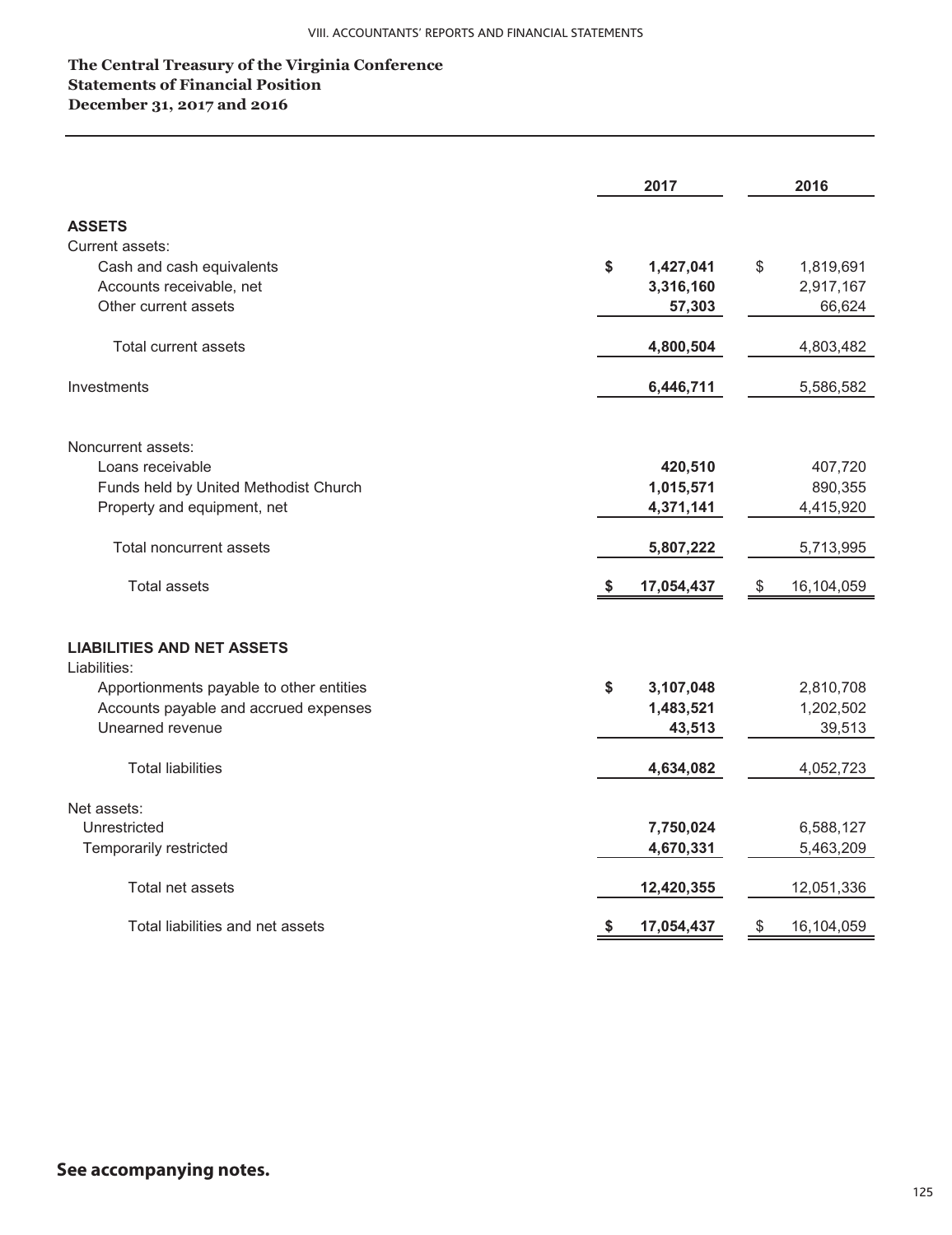**The Central Treasury of the Virginia Conference**
**Statements of Financial Position**
**December 31, 2017 and 2016**

| | 2017 | 2016 |
|---|---|---|
| **ASSETS** | | |
| Current assets: | | |
| Cash and cash equivalents | $ 1,427,041 | $ 1,819,691 |
| Accounts receivable, net | 3,316,160 | 2,917,167 |
| Other current assets | 57,303 | 66,624 |
| Total current assets | 4,800,504 | 4,803,482 |
| Investments | 6,446,711 | 5,586,582 |
| Noncurrent assets: | | |
| Loans receivable | 420,510 | 407,720 |
| Funds held by United Methodist Church | 1,015,571 | 890,355 |
| Property and equipment, net | 4,371,141 | 4,415,920 |
| Total noncurrent assets | 5,807,222 | 5,713,995 |
| Total assets | $ 17,054,437 | $ 16,104,059 |
| **LIABILITIES AND NET ASSETS** | | |
| Liabilities: | | |
| Apportionments payable to other entities | $ 3,107,048 | 2,810,708 |
| Accounts payable and accrued expenses | 1,483,521 | 1,202,502 |
| Unearned revenue | 43,513 | 39,513 |
| Total liabilities | 4,634,082 | 4,052,723 |
| Net assets: | | |
| Unrestricted | 7,750,024 | 6,588,127 |
| Temporarily restricted | 4,670,331 | 5,463,209 |
| Total net assets | 12,420,355 | 12,051,336 |
| Total liabilities and net assets | $ 17,054,437 | $ 16,104,059 |

**See accompanying notes.**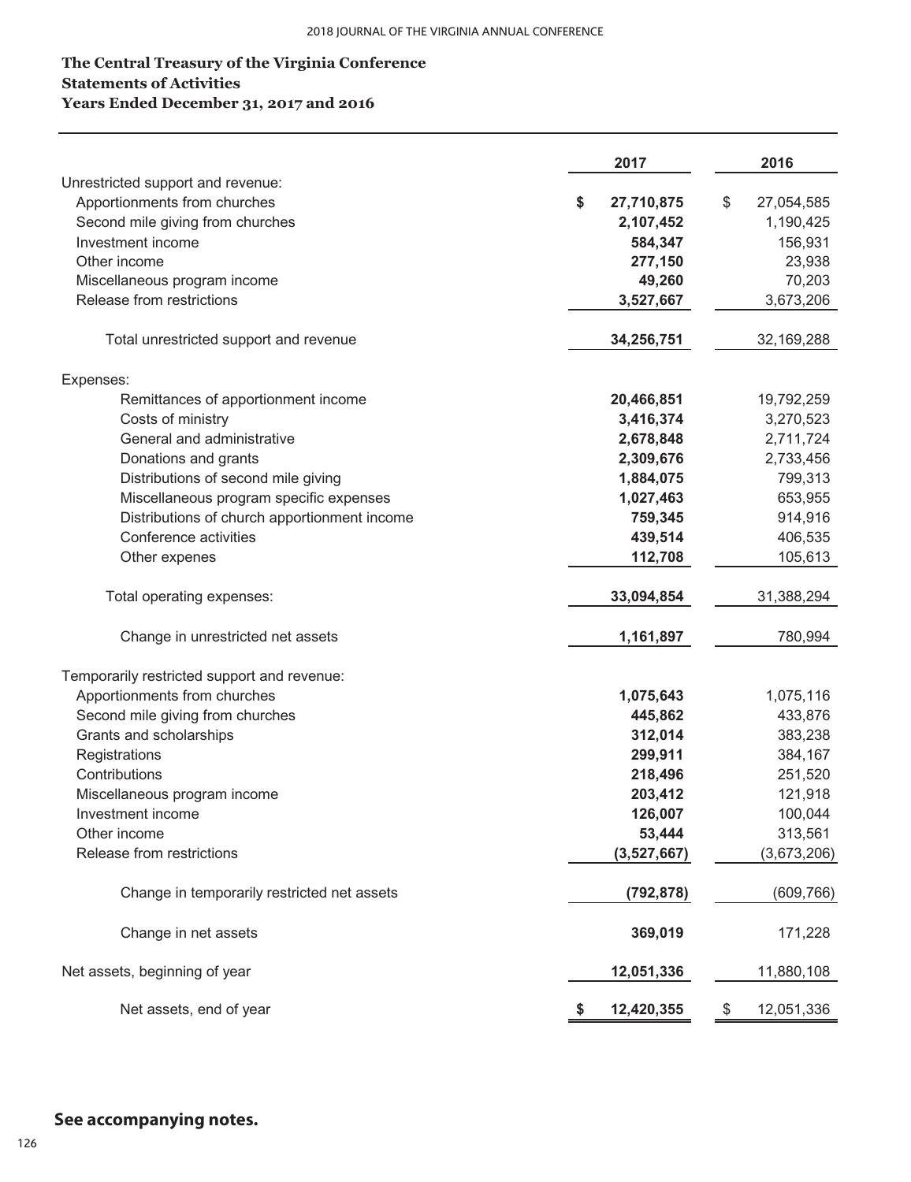**The Central Treasury of the Virginia Conference**
**Statements of Activities**
**Years Ended December 31, 2017 and 2016**

| | 2017 | 2016 |
|---|---|---|
| Unrestricted support and revenue: | | |
| Apportionments from churches | $ 27,710,875 | $ 27,054,585 |
| Second mile giving from churches | 2,107,452 | 1,190,425 |
| Investment income | 584,347 | 156,931 |
| Other income | 277,150 | 23,938 |
| Miscellaneous program income | 49,260 | 70,203 |
| Release from restrictions | 3,527,667 | 3,673,206 |
| Total unrestricted support and revenue | 34,256,751 | 32,169,288 |
| Expenses: | | |
| Remittances of apportionment income | 20,466,851 | 19,792,259 |
| Costs of ministry | 3,416,374 | 3,270,523 |
| General and administrative | 2,678,848 | 2,711,724 |
| Donations and grants | 2,309,676 | 2,733,456 |
| Distributions of second mile giving | 1,884,075 | 799,313 |
| Miscellaneous program specific expenses | 1,027,463 | 653,955 |
| Distributions of church apportionment income | 759,345 | 914,916 |
| Conference activities | 439,514 | 406,535 |
| Other expenes | 112,708 | 105,613 |
| Total operating expenses: | 33,094,854 | 31,388,294 |
| Change in unrestricted net assets | 1,161,897 | 780,994 |
| Temporarily restricted support and revenue: | | |
| Apportionments from churches | 1,075,643 | 1,075,116 |
| Second mile giving from churches | 445,862 | 433,876 |
| Grants and scholarships | 312,014 | 383,238 |
| Registrations | 299,911 | 384,167 |
| Contributions | 218,496 | 251,520 |
| Miscellaneous program income | 203,412 | 121,918 |
| Investment income | 126,007 | 100,044 |
| Other income | 53,444 | 313,561 |
| Release from restrictions | (3,527,667) | (3,673,206) |
| Change in temporarily restricted net assets | (792,878) | (609,766) |
| Change in net assets | 369,019 | 171,228 |
| Net assets, beginning of year | 12,051,336 | 11,880,108 |
| Net assets, end of year | $ 12,420,355 | $ 12,051,336 |

**See accompanying notes.**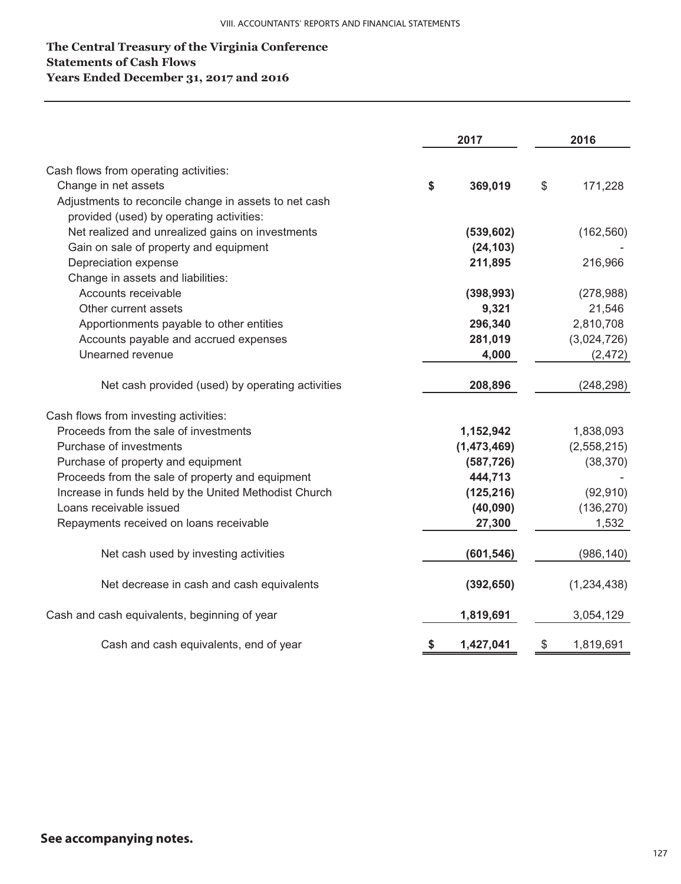**The Central Treasury of the Virginia Conference**
**Statements of Cash Flows**
**Years Ended December 31, 2017 and 2016**

| | 2017 | 2016 |
|---|---|---|
| Cash flows from operating activities: | | |
| Change in net assets | $ 369,019 | $ 171,228 |
| Adjustments to reconcile change in assets to net cash provided (used) by operating activities: | | |
| Net realized and unrealized gains on investments | (539,602) | (162,560) |
| Gain on sale of property and equipment | (24,103) | - |
| Depreciation expense | 211,895 | 216,966 |
| Change in assets and liabilities: | | |
| Accounts receivable | (398,993) | (278,988) |
| Other current assets | 9,321 | 21,546 |
| Apportionments payable to other entities | 296,340 | 2,810,708 |
| Accounts payable and accrued expenses | 281,019 | (3,024,726) |
| Unearned revenue | 4,000 | (2,472) |
| Net cash provided (used) by operating activities | 208,896 | (248,298) |
| Cash flows from investing activities: | | |
| Proceeds from the sale of investments | 1,152,942 | 1,838,093 |
| Purchase of investments | (1,473,469) | (2,558,215) |
| Purchase of property and equipment | (587,726) | (38,370) |
| Proceeds from the sale of property and equipment | 444,713 | - |
| Increase in funds held by the United Methodist Church | (125,216) | (92,910) |
| Loans receivable issued | (40,090) | (136,270) |
| Repayments received on loans receivable | 27,300 | 1,532 |
| Net cash used by investing activities | (601,546) | (986,140) |
| Net decrease in cash and cash equivalents | (392,650) | (1,234,438) |
| Cash and cash equivalents, beginning of year | 1,819,691 | 3,054,129 |
| Cash and cash equivalents, end of year | $ 1,427,041 | $ 1,819,691 |

**See accompanying notes.**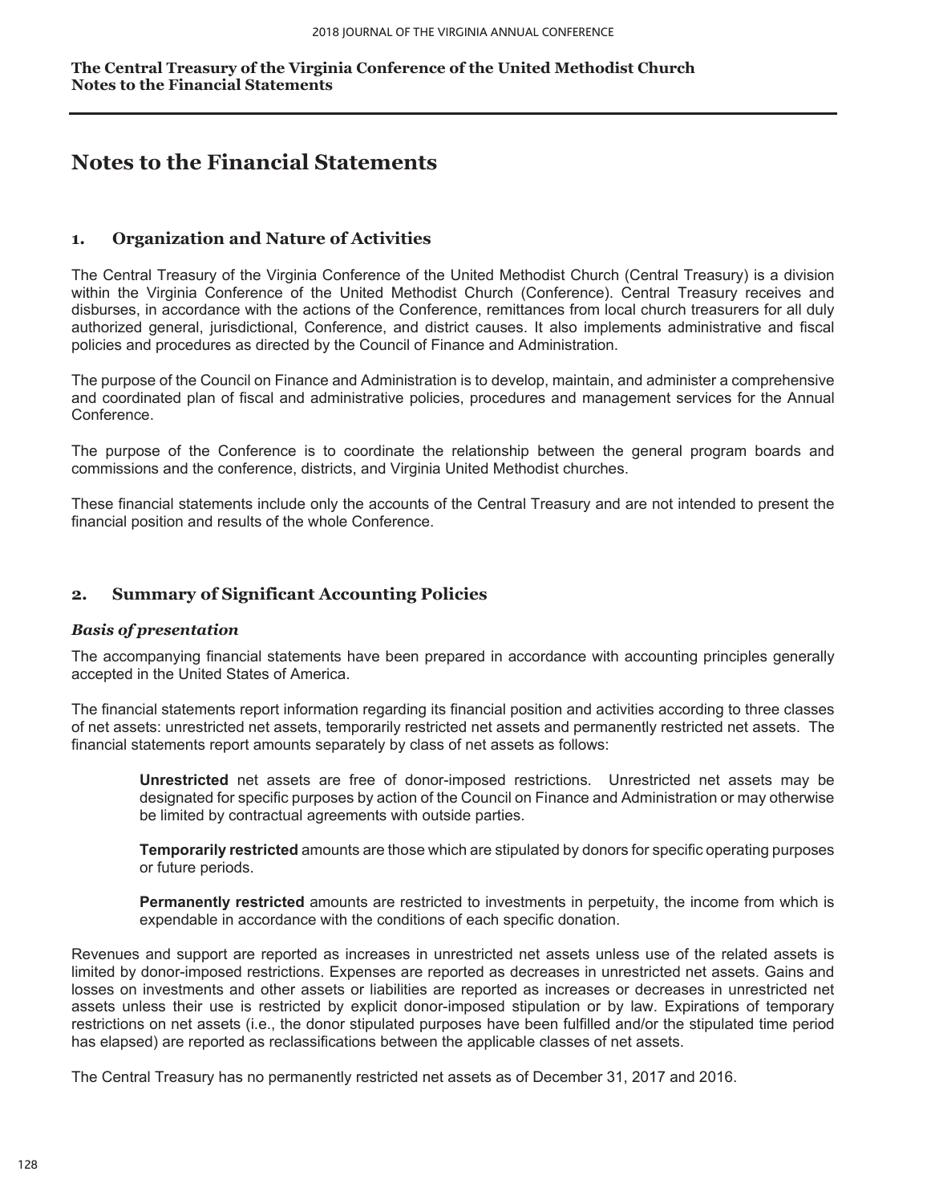# Notes to the Financial Statements

## 1. Organization and Nature of Activities

The Central Treasury of the Virginia Conference of the United Methodist Church (Central Treasury) is a division within the Virginia Conference of the United Methodist Church (Conference). Central Treasury receives and disburses, in accordance with the actions of the Conference, remittances from local church treasurers for all duly authorized general, jurisdictional, Conference, and district causes. It also implements administrative and fiscal policies and procedures as directed by the Council of Finance and Administration.

The purpose of the Council on Finance and Administration is to develop, maintain, and administer a comprehensive and coordinated plan of fiscal and administrative policies, procedures and management services for the Annual Conference.

The purpose of the Conference is to coordinate the relationship between the general program boards and commissions and the conference, districts, and Virginia United Methodist churches.

These financial statements include only the accounts of the Central Treasury and are not intended to present the financial position and results of the whole Conference.

## 2. Summary of Significant Accounting Policies

### *Basis of presentation*

The accompanying financial statements have been prepared in accordance with accounting principles generally accepted in the United States of America.

The financial statements report information regarding its financial position and activities according to three classes of net assets: unrestricted net assets, temporarily restricted net assets and permanently restricted net assets. The financial statements report amounts separately by class of net assets as follows:

> **Unrestricted** net assets are free of donor-imposed restrictions. Unrestricted net assets may be designated for specific purposes by action of the Council on Finance and Administration or may otherwise be limited by contractual agreements with outside parties.
>
> **Temporarily restricted** amounts are those which are stipulated by donors for specific operating purposes or future periods.
>
> **Permanently restricted** amounts are restricted to investments in perpetuity, the income from which is expendable in accordance with the conditions of each specific donation.

Revenues and support are reported as increases in unrestricted net assets unless use of the related assets is limited by donor-imposed restrictions. Expenses are reported as decreases in unrestricted net assets. Gains and losses on investments and other assets or liabilities are reported as increases or decreases in unrestricted net assets unless their use is restricted by explicit donor-imposed stipulation or by law. Expirations of temporary restrictions on net assets (i.e., the donor stipulated purposes have been fulfilled and/or the stipulated time period has elapsed) are reported as reclassifications between the applicable classes of net assets.

The Central Treasury has no permanently restricted net assets as of December 31, 2017 and 2016.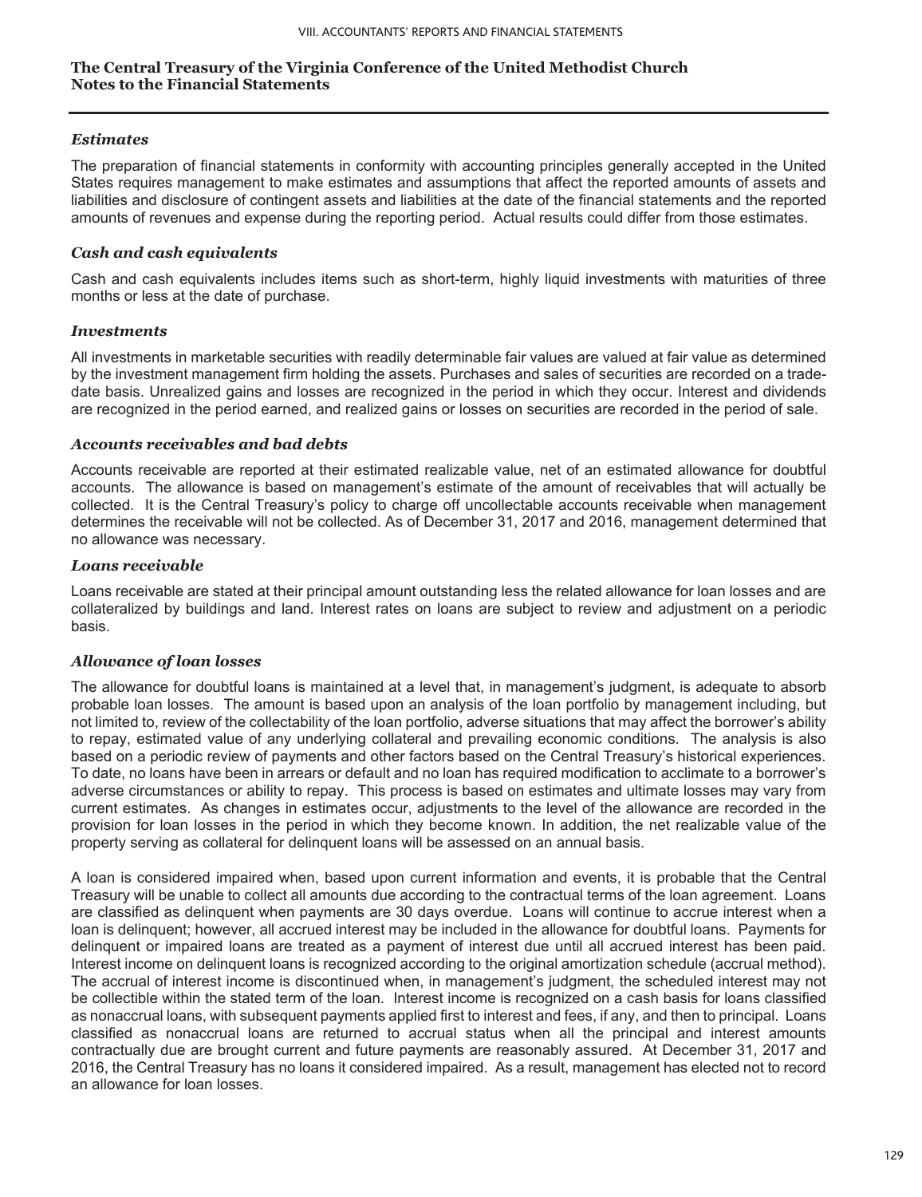**The Central Treasury of the Virginia Conference of the United Methodist Church**
**Notes to the Financial Statements**

### *Estimates*

The preparation of financial statements in conformity with accounting principles generally accepted in the United States requires management to make estimates and assumptions that affect the reported amounts of assets and liabilities and disclosure of contingent assets and liabilities at the date of the financial statements and the reported amounts of revenues and expense during the reporting period. Actual results could differ from those estimates.

### *Cash and cash equivalents*

Cash and cash equivalents includes items such as short-term, highly liquid investments with maturities of three months or less at the date of purchase.

### *Investments*

All investments in marketable securities with readily determinable fair values are valued at fair value as determined by the investment management firm holding the assets. Purchases and sales of securities are recorded on a trade-date basis. Unrealized gains and losses are recognized in the period in which they occur. Interest and dividends are recognized in the period earned, and realized gains or losses on securities are recorded in the period of sale.

### *Accounts receivables and bad debts*

Accounts receivable are reported at their estimated realizable value, net of an estimated allowance for doubtful accounts. The allowance is based on management's estimate of the amount of receivables that will actually be collected. It is the Central Treasury's policy to charge off uncollectable accounts receivable when management determines the receivable will not be collected. As of December 31, 2017 and 2016, management determined that no allowance was necessary.

### *Loans receivable*

Loans receivable are stated at their principal amount outstanding less the related allowance for loan losses and are collateralized by buildings and land. Interest rates on loans are subject to review and adjustment on a periodic basis.

### *Allowance of loan losses*

The allowance for doubtful loans is maintained at a level that, in management's judgment, is adequate to absorb probable loan losses. The amount is based upon an analysis of the loan portfolio by management including, but not limited to, review of the collectability of the loan portfolio, adverse situations that may affect the borrower's ability to repay, estimated value of any underlying collateral and prevailing economic conditions. The analysis is also based on a periodic review of payments and other factors based on the Central Treasury's historical experiences. To date, no loans have been in arrears or default and no loan has required modification to acclimate to a borrower's adverse circumstances or ability to repay. This process is based on estimates and ultimate losses may vary from current estimates. As changes in estimates occur, adjustments to the level of the allowance are recorded in the provision for loan losses in the period in which they become known. In addition, the net realizable value of the property serving as collateral for delinquent loans will be assessed on an annual basis.

A loan is considered impaired when, based upon current information and events, it is probable that the Central Treasury will be unable to collect all amounts due according to the contractual terms of the loan agreement. Loans are classified as delinquent when payments are 30 days overdue. Loans will continue to accrue interest when a loan is delinquent; however, all accrued interest may be included in the allowance for doubtful loans. Payments for delinquent or impaired loans are treated as a payment of interest due until all accrued interest has been paid. Interest income on delinquent loans is recognized according to the original amortization schedule (accrual method). The accrual of interest income is discontinued when, in management's judgment, the scheduled interest may not be collectible within the stated term of the loan. Interest income is recognized on a cash basis for loans classified as nonaccrual loans, with subsequent payments applied first to interest and fees, if any, and then to principal. Loans classified as nonaccrual loans are returned to accrual status when all the principal and interest amounts contractually due are brought current and future payments are reasonably assured. At December 31, 2017 and 2016, the Central Treasury has no loans it considered impaired. As a result, management has elected not to record an allowance for loan losses.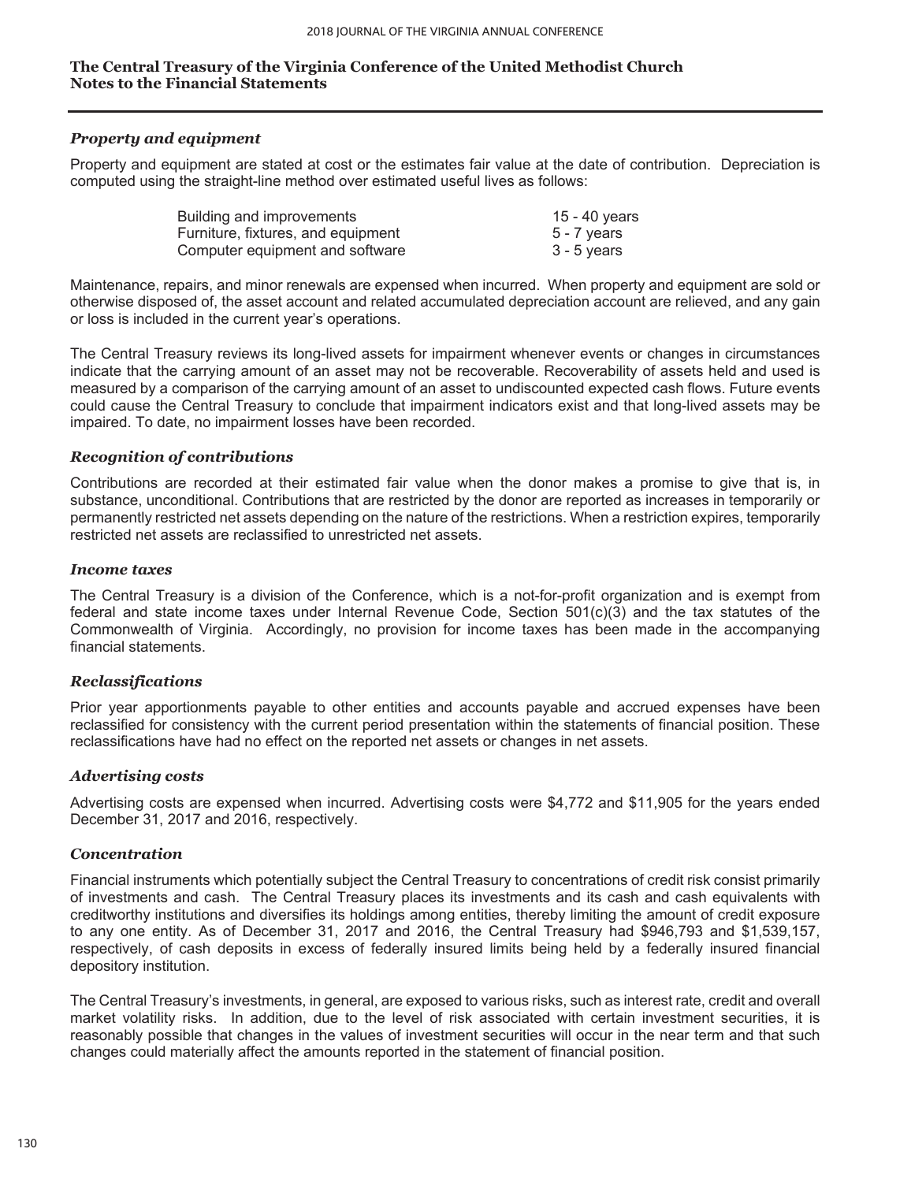**The Central Treasury of the Virginia Conference of the United Methodist Church**
**Notes to the Financial Statements**

### *Property and equipment*

Property and equipment are stated at cost or the estimates fair value at the date of contribution. Depreciation is computed using the straight-line method over estimated useful lives as follows:

| | |
|---|---|
| Building and improvements | 15 - 40 years |
| Furniture, fixtures, and equipment | 5 - 7 years |
| Computer equipment and software | 3 - 5 years |

Maintenance, repairs, and minor renewals are expensed when incurred. When property and equipment are sold or otherwise disposed of, the asset account and related accumulated depreciation account are relieved, and any gain or loss is included in the current year's operations.

The Central Treasury reviews its long-lived assets for impairment whenever events or changes in circumstances indicate that the carrying amount of an asset may not be recoverable. Recoverability of assets held and used is measured by a comparison of the carrying amount of an asset to undiscounted expected cash flows. Future events could cause the Central Treasury to conclude that impairment indicators exist and that long-lived assets may be impaired. To date, no impairment losses have been recorded.

### *Recognition of contributions*

Contributions are recorded at their estimated fair value when the donor makes a promise to give that is, in substance, unconditional. Contributions that are restricted by the donor are reported as increases in temporarily or permanently restricted net assets depending on the nature of the restrictions. When a restriction expires, temporarily restricted net assets are reclassified to unrestricted net assets.

### *Income taxes*

The Central Treasury is a division of the Conference, which is a not-for-profit organization and is exempt from federal and state income taxes under Internal Revenue Code, Section 501(c)(3) and the tax statutes of the Commonwealth of Virginia. Accordingly, no provision for income taxes has been made in the accompanying financial statements.

### *Reclassifications*

Prior year apportionments payable to other entities and accounts payable and accrued expenses have been reclassified for consistency with the current period presentation within the statements of financial position. These reclassifications have had no effect on the reported net assets or changes in net assets.

### *Advertising costs*

Advertising costs are expensed when incurred. Advertising costs were $4,772 and $11,905 for the years ended December 31, 2017 and 2016, respectively.

### *Concentration*

Financial instruments which potentially subject the Central Treasury to concentrations of credit risk consist primarily of investments and cash. The Central Treasury places its investments and its cash and cash equivalents with creditworthy institutions and diversifies its holdings among entities, thereby limiting the amount of credit exposure to any one entity. As of December 31, 2017 and 2016, the Central Treasury had $946,793 and $1,539,157, respectively, of cash deposits in excess of federally insured limits being held by a federally insured financial depository institution.

The Central Treasury's investments, in general, are exposed to various risks, such as interest rate, credit and overall market volatility risks. In addition, due to the level of risk associated with certain investment securities, it is reasonably possible that changes in the values of investment securities will occur in the near term and that such changes could materially affect the amounts reported in the statement of financial position.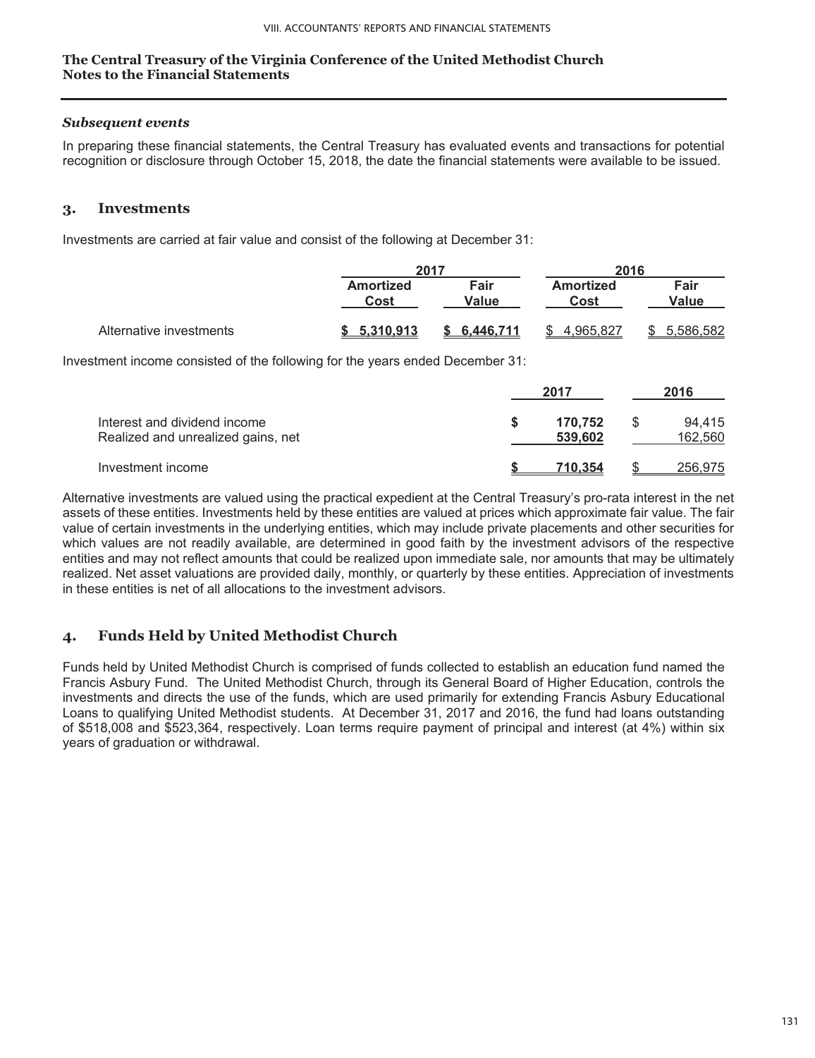**The Central Treasury of the Virginia Conference of the United Methodist Church**
**Notes to the Financial Statements**

***Subsequent events***

In preparing these financial statements, the Central Treasury has evaluated events and transactions for potential recognition or disclosure through October 15, 2018, the date the financial statements were available to be issued.

## 3. Investments

Investments are carried at fair value and consist of the following at December 31:

| | 2017 | | 2016 | |
|---|---|---|---|---|
| | **Amortized Cost** | **Fair Value** | **Amortized Cost** | **Fair Value** |
| Alternative investments | **$ 5,310,913** | **$ 6,446,711** | $ 4,965,827 | $ 5,586,582 |

Investment income consisted of the following for the years ended December 31:

| | 2017 | 2016 |
|---|---|---|
| Interest and dividend income | **$ 170,752** | $ 94,415 |
| Realized and unrealized gains, net | **539,602** | 162,560 |
| Investment income | **$ 710,354** | $ 256,975 |

Alternative investments are valued using the practical expedient at the Central Treasury's pro-rata interest in the net assets of these entities. Investments held by these entities are valued at prices which approximate fair value. The fair value of certain investments in the underlying entities, which may include private placements and other securities for which values are not readily available, are determined in good faith by the investment advisors of the respective entities and may not reflect amounts that could be realized upon immediate sale, nor amounts that may be ultimately realized. Net asset valuations are provided daily, monthly, or quarterly by these entities. Appreciation of investments in these entities is net of all allocations to the investment advisors.

## 4. Funds Held by United Methodist Church

Funds held by United Methodist Church is comprised of funds collected to establish an education fund named the Francis Asbury Fund. The United Methodist Church, through its General Board of Higher Education, controls the investments and directs the use of the funds, which are used primarily for extending Francis Asbury Educational Loans to qualifying United Methodist students. At December 31, 2017 and 2016, the fund had loans outstanding of $518,008 and $523,364, respectively. Loan terms require payment of principal and interest (at 4%) within six years of graduation or withdrawal.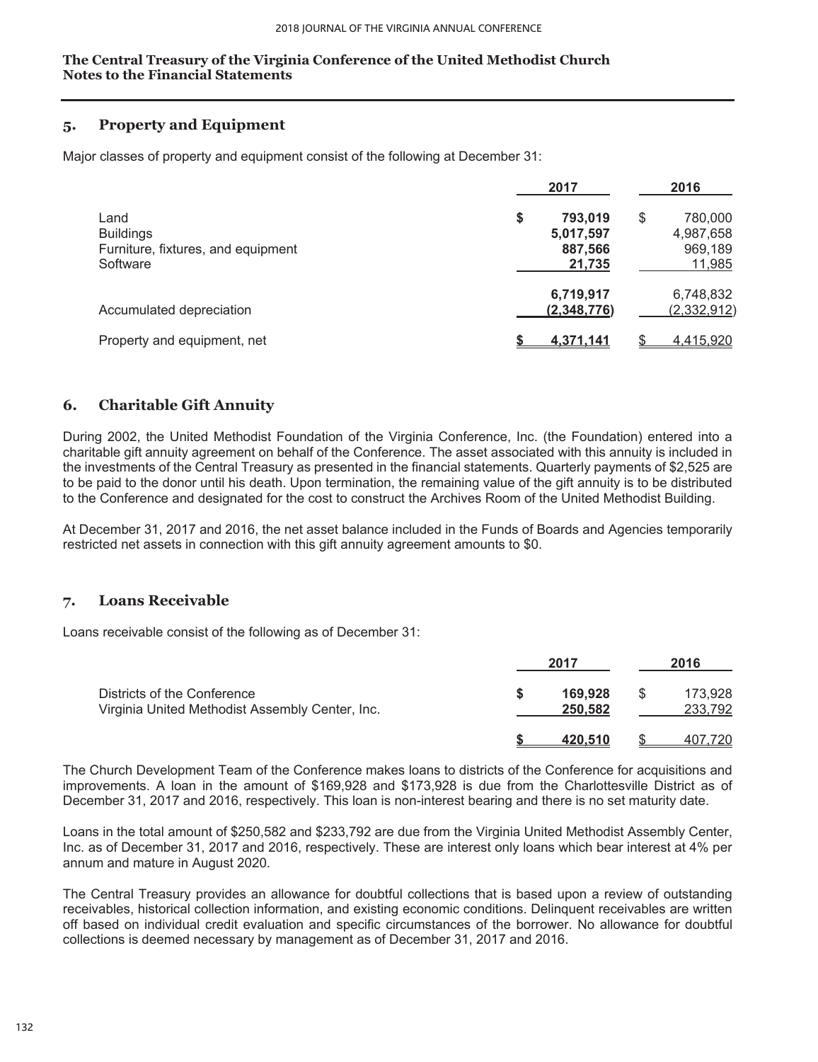**The Central Treasury of the Virginia Conference of the United Methodist Church**
**Notes to the Financial Statements**

## 5. Property and Equipment

Major classes of property and equipment consist of the following at December 31:

| | 2017 | 2016 |
|---|---|---|
| Land | **$ 793,019** | $ 780,000 |
| Buildings | **5,017,597** | 4,987,658 |
| Furniture, fixtures, and equipment | **887,566** | 969,189 |
| Software | **21,735** | 11,985 |
| | **6,719,917** | 6,748,832 |
| Accumulated depreciation | **(2,348,776)** | (2,332,912) |
| Property and equipment, net | **$ 4,371,141** | $ 4,415,920 |

## 6. Charitable Gift Annuity

During 2002, the United Methodist Foundation of the Virginia Conference, Inc. (the Foundation) entered into a charitable gift annuity agreement on behalf of the Conference. The asset associated with this annuity is included in the investments of the Central Treasury as presented in the financial statements. Quarterly payments of $2,525 are to be paid to the donor until his death. Upon termination, the remaining value of the gift annuity is to be distributed to the Conference and designated for the cost to construct the Archives Room of the United Methodist Building.

At December 31, 2017 and 2016, the net asset balance included in the Funds of Boards and Agencies temporarily restricted net assets in connection with this gift annuity agreement amounts to $0.

## 7. Loans Receivable

Loans receivable consist of the following as of December 31:

| | 2017 | 2016 |
|---|---|---|
| Districts of the Conference | **$ 169,928** | $ 173,928 |
| Virginia United Methodist Assembly Center, Inc. | **250,582** | 233,792 |
| | **$ 420,510** | $ 407,720 |

The Church Development Team of the Conference makes loans to districts of the Conference for acquisitions and improvements. A loan in the amount of $169,928 and $173,928 is due from the Charlottesville District as of December 31, 2017 and 2016, respectively. This loan is non-interest bearing and there is no set maturity date.

Loans in the total amount of $250,582 and $233,792 are due from the Virginia United Methodist Assembly Center, Inc. as of December 31, 2017 and 2016, respectively. These are interest only loans which bear interest at 4% per annum and mature in August 2020.

The Central Treasury provides an allowance for doubtful collections that is based upon a review of outstanding receivables, historical collection information, and existing economic conditions. Delinquent receivables are written off based on individual credit evaluation and specific circumstances of the borrower. No allowance for doubtful collections is deemed necessary by management as of December 31, 2017 and 2016.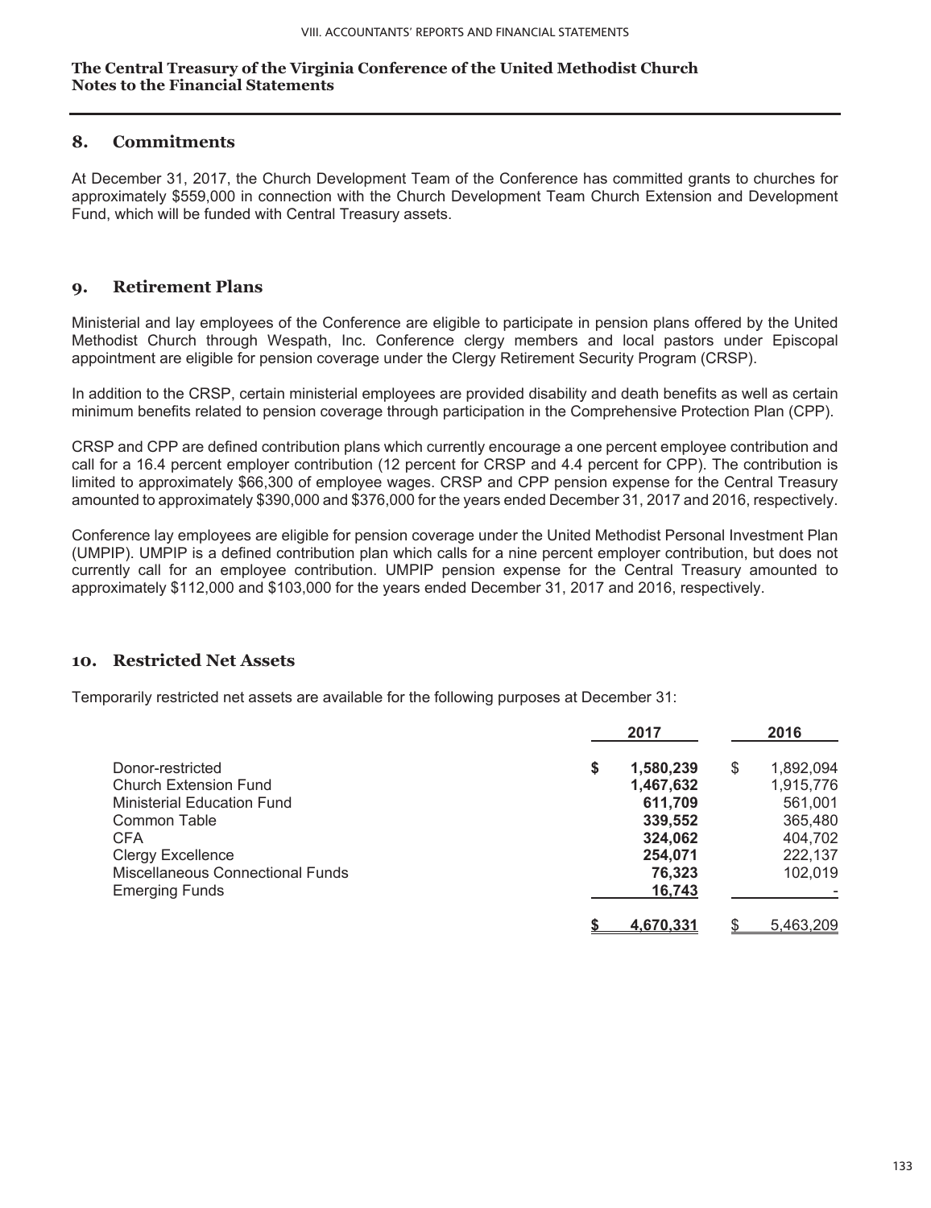**The Central Treasury of the Virginia Conference of the United Methodist Church**
**Notes to the Financial Statements**

## 8. Commitments

At December 31, 2017, the Church Development Team of the Conference has committed grants to churches for approximately $559,000 in connection with the Church Development Team Church Extension and Development Fund, which will be funded with Central Treasury assets.

## 9. Retirement Plans

Ministerial and lay employees of the Conference are eligible to participate in pension plans offered by the United Methodist Church through Wespath, Inc. Conference clergy members and local pastors under Episcopal appointment are eligible for pension coverage under the Clergy Retirement Security Program (CRSP).

In addition to the CRSP, certain ministerial employees are provided disability and death benefits as well as certain minimum benefits related to pension coverage through participation in the Comprehensive Protection Plan (CPP).

CRSP and CPP are defined contribution plans which currently encourage a one percent employee contribution and call for a 16.4 percent employer contribution (12 percent for CRSP and 4.4 percent for CPP). The contribution is limited to approximately $66,300 of employee wages. CRSP and CPP pension expense for the Central Treasury amounted to approximately $390,000 and $376,000 for the years ended December 31, 2017 and 2016, respectively.

Conference lay employees are eligible for pension coverage under the United Methodist Personal Investment Plan (UMPIP). UMPIP is a defined contribution plan which calls for a nine percent employer contribution, but does not currently call for an employee contribution. UMPIP pension expense for the Central Treasury amounted to approximately $112,000 and $103,000 for the years ended December 31, 2017 and 2016, respectively.

## 10. Restricted Net Assets

Temporarily restricted net assets are available for the following purposes at December 31:

| | 2017 | 2016 |
|---|---|---|
| Donor-restricted | **$ 1,580,239** | $ 1,892,094 |
| Church Extension Fund | **1,467,632** | 1,915,776 |
| Ministerial Education Fund | **611,709** | 561,001 |
| Common Table | **339,552** | 365,480 |
| CFA | **324,062** | 404,702 |
| Clergy Excellence | **254,071** | 222,137 |
| Miscellaneous Connectional Funds | **76,323** | 102,019 |
| Emerging Funds | **16,743** | - |
| | **$ 4,670,331** | $ 5,463,209 |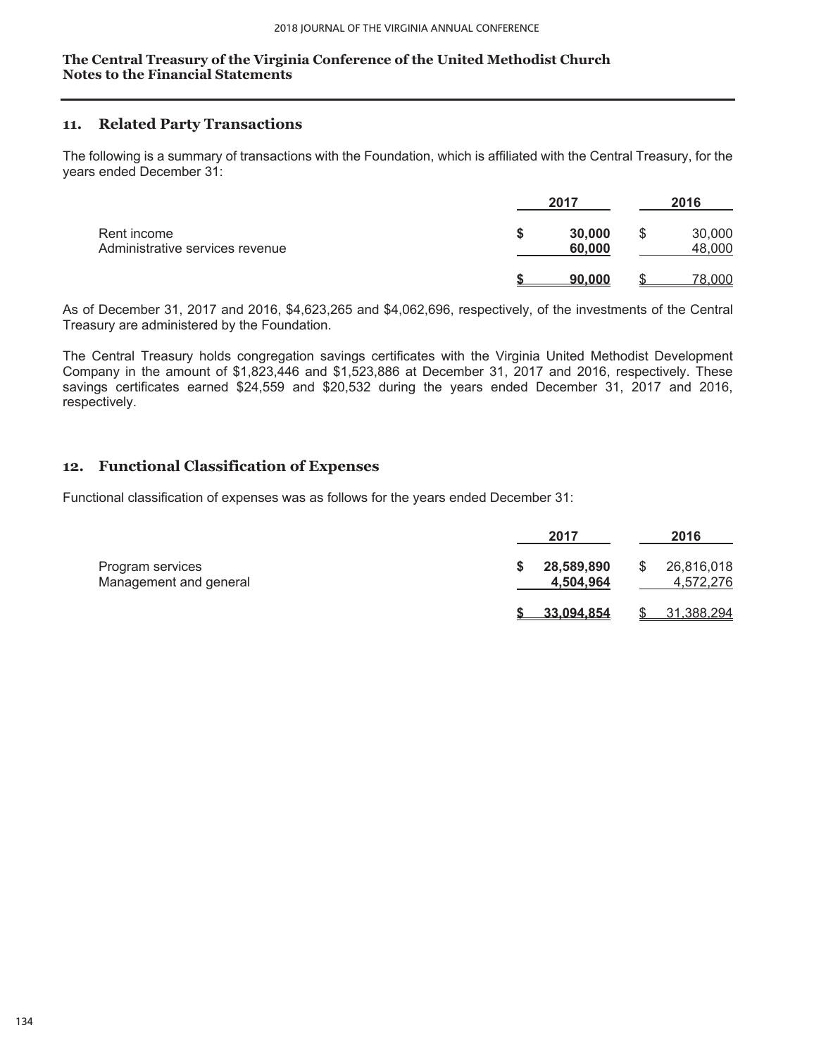**The Central Treasury of the Virginia Conference of the United Methodist Church**
**Notes to the Financial Statements**

## 11. Related Party Transactions

The following is a summary of transactions with the Foundation, which is affiliated with the Central Treasury, for the years ended December 31:

| | 2017 | 2016 |
|---|---|---|
| Rent income | **$ 30,000** | $ 30,000 |
| Administrative services revenue | **60,000** | 48,000 |
| | **$ 90,000** | $ 78,000 |

As of December 31, 2017 and 2016, $4,623,265 and $4,062,696, respectively, of the investments of the Central Treasury are administered by the Foundation.

The Central Treasury holds congregation savings certificates with the Virginia United Methodist Development Company in the amount of $1,823,446 and $1,523,886 at December 31, 2017 and 2016, respectively. These savings certificates earned $24,559 and $20,532 during the years ended December 31, 2017 and 2016, respectively.

## 12. Functional Classification of Expenses

Functional classification of expenses was as follows for the years ended December 31:

| | 2017 | 2016 |
|---|---|---|
| Program services | **$ 28,589,890** | $ 26,816,018 |
| Management and general | **4,504,964** | 4,572,276 |
| | **$ 33,094,854** | $ 31,388,294 |